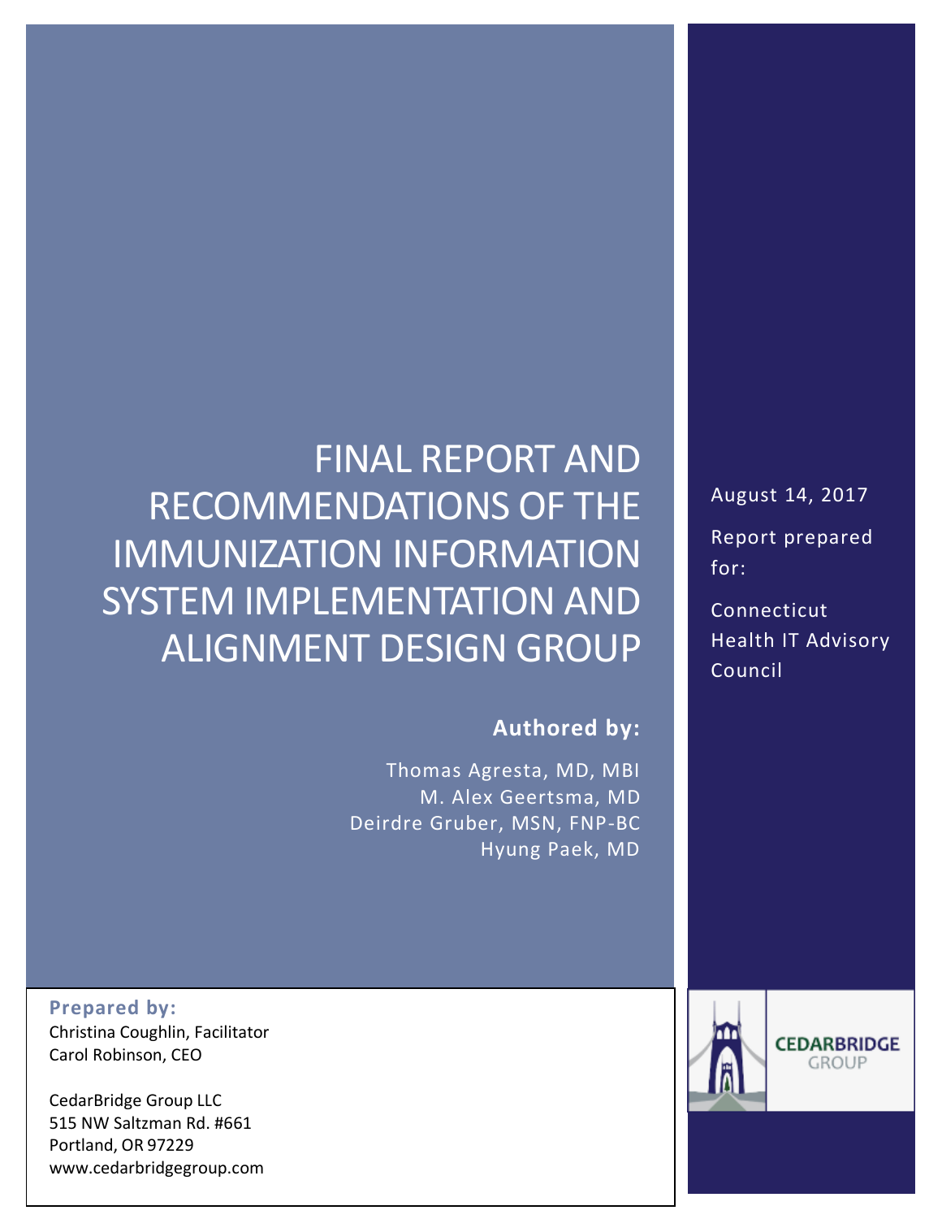# FINAL REPORT AND RECOMMENDATIONS OF THE IMMUNIZATION INFORMATION SYSTEM IMPLEMENTATION AND ALIGNMENT DESIGN GROUP

August 14, 2017

Report prepared for:

Connecticut Health IT Advisory Council

**Authored by:**

Thomas Agresta, MD, MBI
M. Alex Geertsma, MD
Deirdre Gruber, MSN, FNP-BC
Hyung Paek, MD

**Prepared by:**

Christina Coughlin, Facilitator
Carol Robinson, CEO

CedarBridge Group LLC
515 NW Saltzman Rd. #661
Portland, OR 97229
www.cedarbridgegroup.com

CEDARBRIDGE GROUP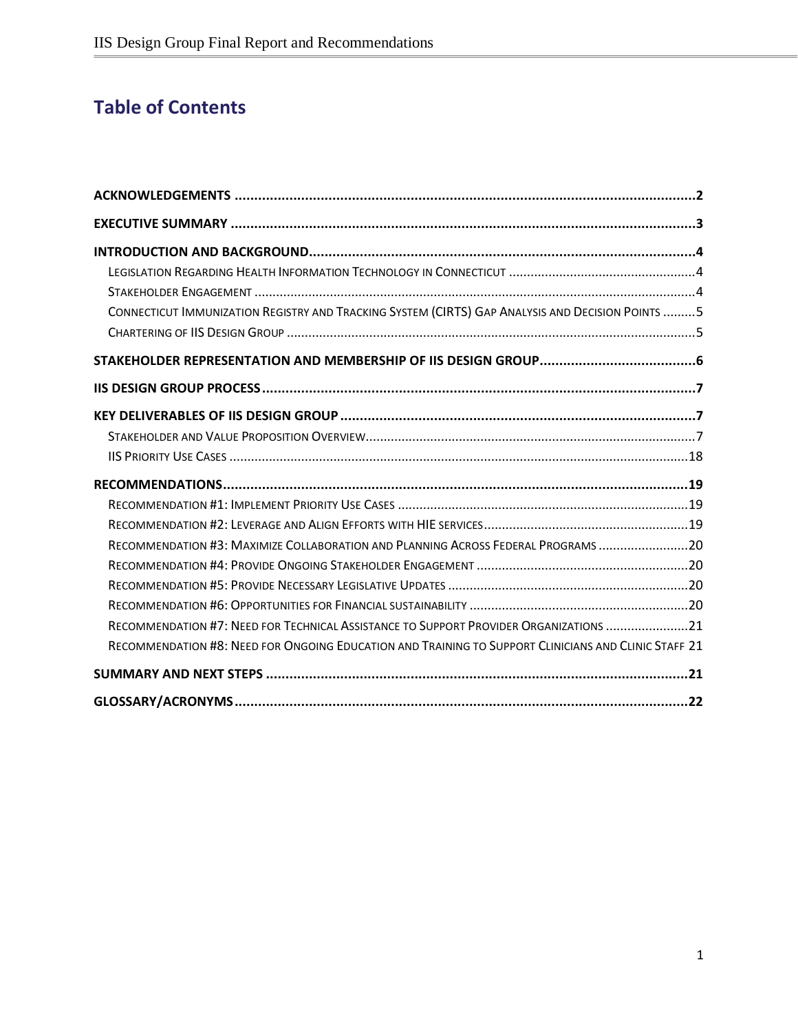# Table of Contents

**ACKNOWLEDGEMENTS** .....2

**EXECUTIVE SUMMARY** .....3

**INTRODUCTION AND BACKGROUND** .....4

- Legislation Regarding Health Information Technology in Connecticut .....4
- Stakeholder Engagement .....4
- Connecticut Immunization Registry and Tracking System (CIRTS) Gap Analysis and Decision Points .....5
- Chartering of IIS Design Group .....5

**STAKEHOLDER REPRESENTATION AND MEMBERSHIP OF IIS DESIGN GROUP** .....6

**IIS DESIGN GROUP PROCESS** .....7

**KEY DELIVERABLES OF IIS DESIGN GROUP** .....7

- Stakeholder and Value Proposition Overview .....7
- IIS Priority Use Cases .....18

**RECOMMENDATIONS** .....19

- Recommendation #1: Implement Priority Use Cases .....19
- Recommendation #2: Leverage and Align Efforts with HIE services .....19
- Recommendation #3: Maximize Collaboration and Planning Across Federal Programs .....20
- Recommendation #4: Provide Ongoing Stakeholder Engagement .....20
- Recommendation #5: Provide Necessary Legislative Updates .....20
- Recommendation #6: Opportunities for Financial sustainability .....20
- Recommendation #7: Need for Technical Assistance to Support Provider Organizations .....21
- Recommendation #8: Need for Ongoing Education and Training to Support Clinicians and Clinic Staff 21

**SUMMARY AND NEXT STEPS** .....21

**GLOSSARY/ACRONYMS** .....22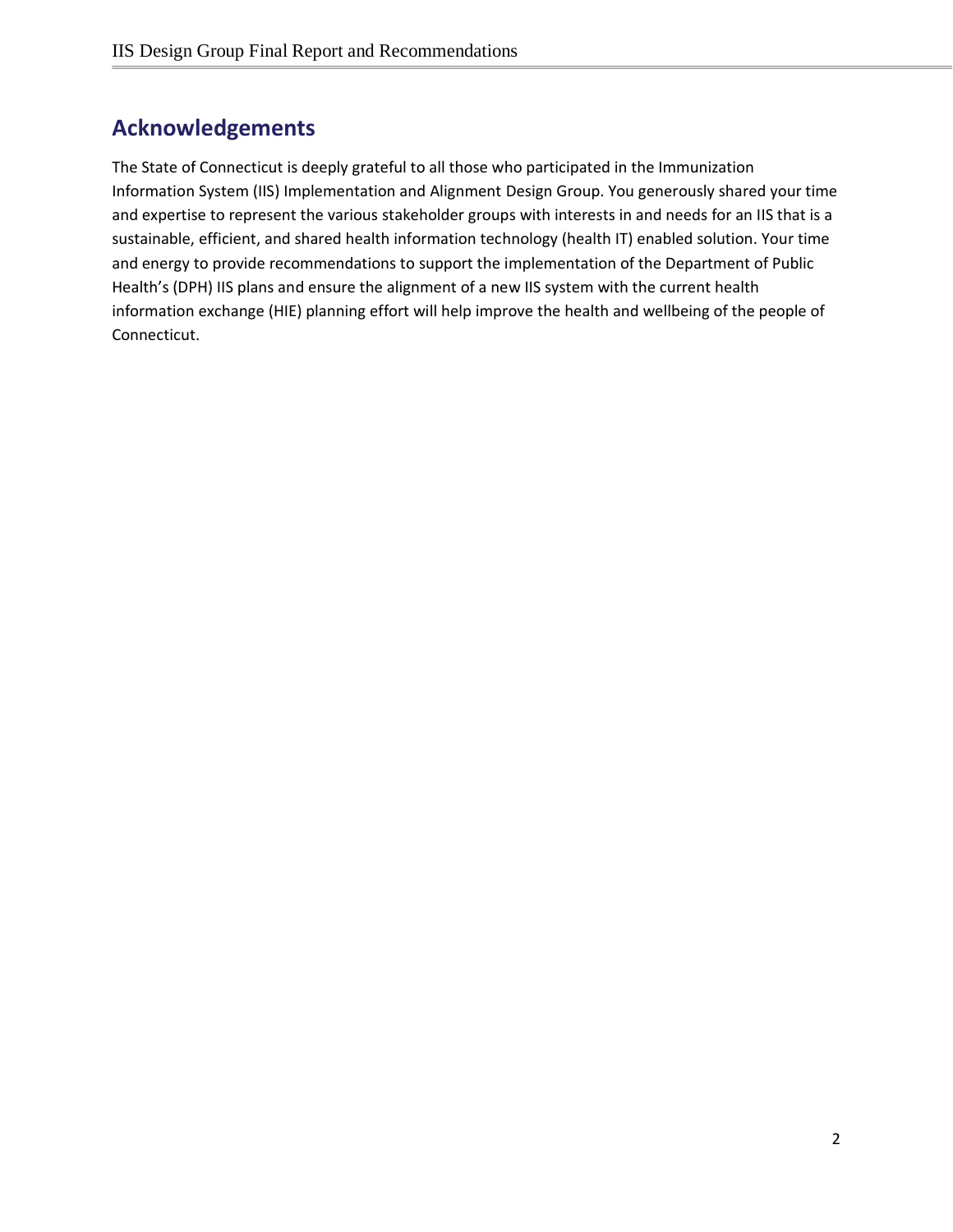## Acknowledgements

The State of Connecticut is deeply grateful to all those who participated in the Immunization Information System (IIS) Implementation and Alignment Design Group. You generously shared your time and expertise to represent the various stakeholder groups with interests in and needs for an IIS that is a sustainable, efficient, and shared health information technology (health IT) enabled solution. Your time and energy to provide recommendations to support the implementation of the Department of Public Health's (DPH) IIS plans and ensure the alignment of a new IIS system with the current health information exchange (HIE) planning effort will help improve the health and wellbeing of the people of Connecticut.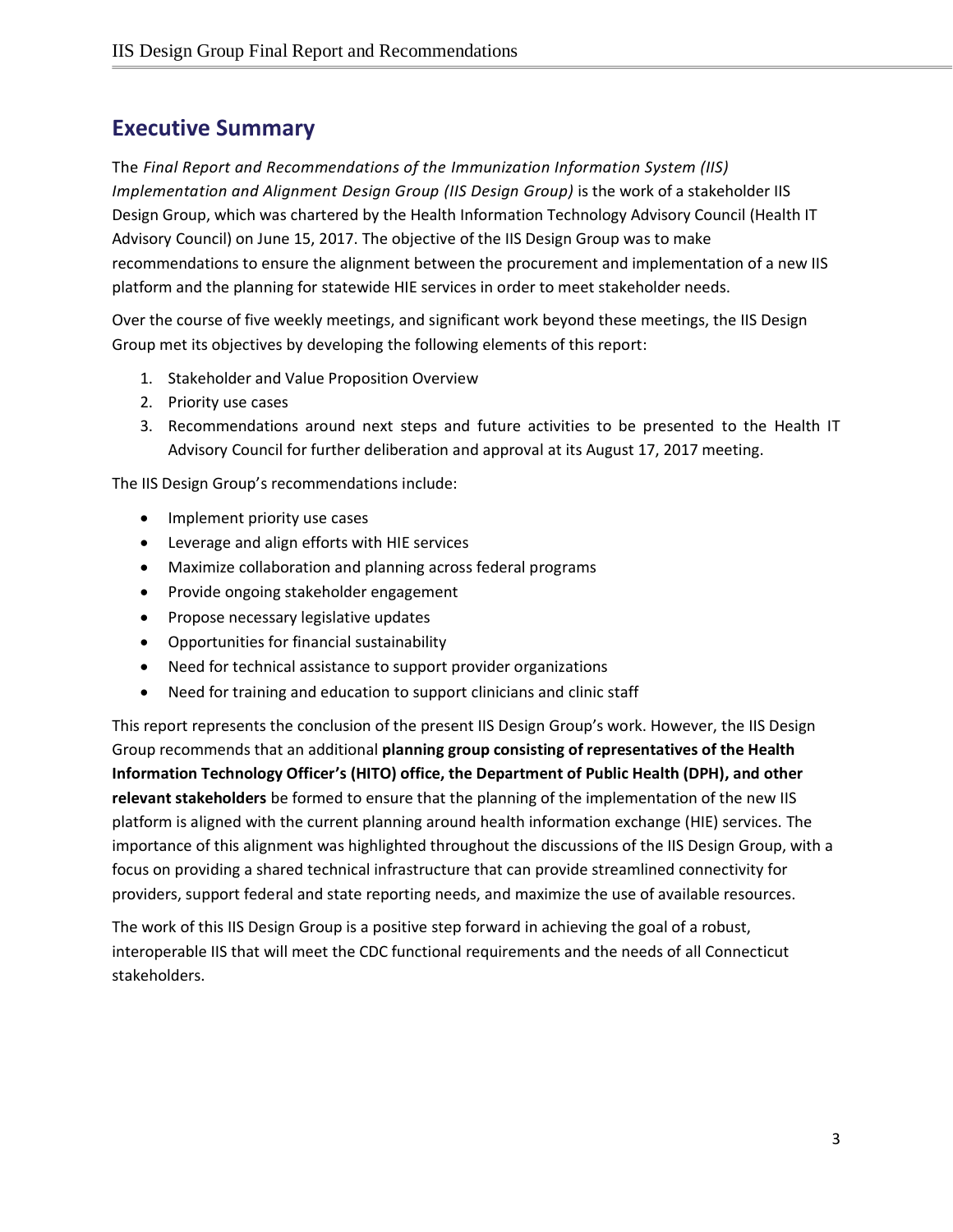## Executive Summary

The *Final Report and Recommendations of the Immunization Information System (IIS) Implementation and Alignment Design Group (IIS Design Group)* is the work of a stakeholder IIS Design Group, which was chartered by the Health Information Technology Advisory Council (Health IT Advisory Council) on June 15, 2017. The objective of the IIS Design Group was to make recommendations to ensure the alignment between the procurement and implementation of a new IIS platform and the planning for statewide HIE services in order to meet stakeholder needs.

Over the course of five weekly meetings, and significant work beyond these meetings, the IIS Design Group met its objectives by developing the following elements of this report:

1. Stakeholder and Value Proposition Overview
2. Priority use cases
3. Recommendations around next steps and future activities to be presented to the Health IT Advisory Council for further deliberation and approval at its August 17, 2017 meeting.

The IIS Design Group's recommendations include:

- Implement priority use cases
- Leverage and align efforts with HIE services
- Maximize collaboration and planning across federal programs
- Provide ongoing stakeholder engagement
- Propose necessary legislative updates
- Opportunities for financial sustainability
- Need for technical assistance to support provider organizations
- Need for training and education to support clinicians and clinic staff

This report represents the conclusion of the present IIS Design Group's work. However, the IIS Design Group recommends that an additional **planning group consisting of representatives of the Health Information Technology Officer's (HITO) office, the Department of Public Health (DPH), and other relevant stakeholders** be formed to ensure that the planning of the implementation of the new IIS platform is aligned with the current planning around health information exchange (HIE) services. The importance of this alignment was highlighted throughout the discussions of the IIS Design Group, with a focus on providing a shared technical infrastructure that can provide streamlined connectivity for providers, support federal and state reporting needs, and maximize the use of available resources.

The work of this IIS Design Group is a positive step forward in achieving the goal of a robust, interoperable IIS that will meet the CDC functional requirements and the needs of all Connecticut stakeholders.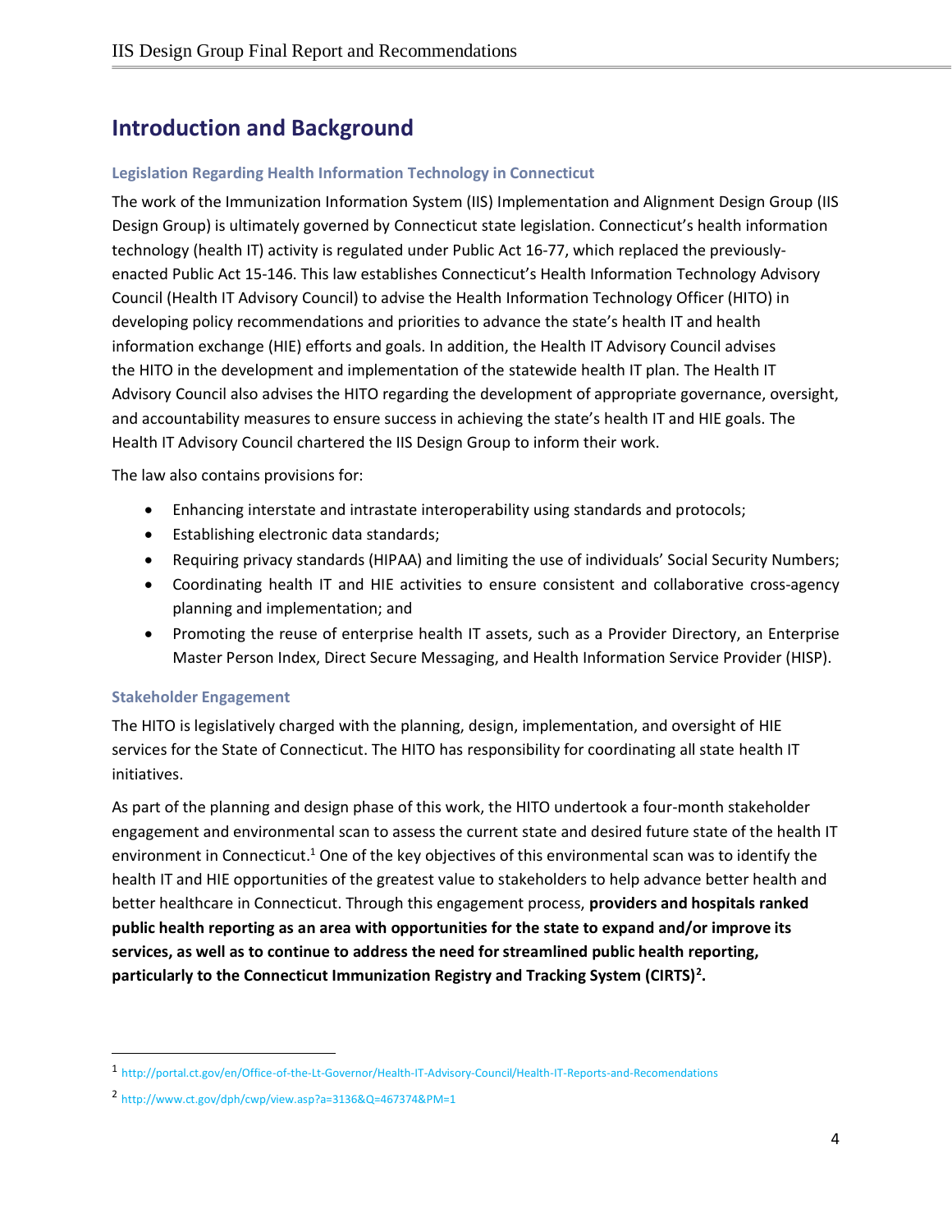## Introduction and Background

### Legislation Regarding Health Information Technology in Connecticut

The work of the Immunization Information System (IIS) Implementation and Alignment Design Group (IIS Design Group) is ultimately governed by Connecticut state legislation. Connecticut's health information technology (health IT) activity is regulated under Public Act 16-77, which replaced the previously-enacted Public Act 15-146. This law establishes Connecticut's Health Information Technology Advisory Council (Health IT Advisory Council) to advise the Health Information Technology Officer (HITO) in developing policy recommendations and priorities to advance the state's health IT and health information exchange (HIE) efforts and goals. In addition, the Health IT Advisory Council advises the HITO in the development and implementation of the statewide health IT plan. The Health IT Advisory Council also advises the HITO regarding the development of appropriate governance, oversight, and accountability measures to ensure success in achieving the state's health IT and HIE goals. The Health IT Advisory Council chartered the IIS Design Group to inform their work.

The law also contains provisions for:

- Enhancing interstate and intrastate interoperability using standards and protocols;
- Establishing electronic data standards;
- Requiring privacy standards (HIPAA) and limiting the use of individuals' Social Security Numbers;
- Coordinating health IT and HIE activities to ensure consistent and collaborative cross-agency planning and implementation; and
- Promoting the reuse of enterprise health IT assets, such as a Provider Directory, an Enterprise Master Person Index, Direct Secure Messaging, and Health Information Service Provider (HISP).

### Stakeholder Engagement

The HITO is legislatively charged with the planning, design, implementation, and oversight of HIE services for the State of Connecticut. The HITO has responsibility for coordinating all state health IT initiatives.

As part of the planning and design phase of this work, the HITO undertook a four-month stakeholder engagement and environmental scan to assess the current state and desired future state of the health IT environment in Connecticut.[1] One of the key objectives of this environmental scan was to identify the health IT and HIE opportunities of the greatest value to stakeholders to help advance better health and better healthcare in Connecticut. Through this engagement process, **providers and hospitals ranked public health reporting as an area with opportunities for the state to expand and/or improve its services, as well as to continue to address the need for streamlined public health reporting, particularly to the Connecticut Immunization Registry and Tracking System (CIRTS)[2].**

---

[1] http://portal.ct.gov/en/Office-of-the-Lt-Governor/Health-IT-Advisory-Council/Health-IT-Reports-and-Recomendations

[2] http://www.ct.gov/dph/cwp/view.asp?a=3136&Q=467374&PM=1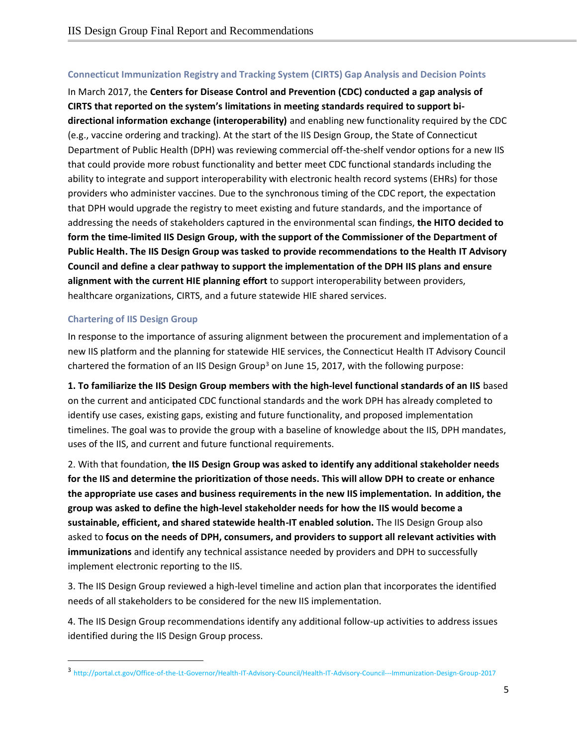### Connecticut Immunization Registry and Tracking System (CIRTS) Gap Analysis and Decision Points

In March 2017, the **Centers for Disease Control and Prevention (CDC) conducted a gap analysis of CIRTS that reported on the system's limitations in meeting standards required to support bi-directional information exchange (interoperability)** and enabling new functionality required by the CDC (e.g., vaccine ordering and tracking). At the start of the IIS Design Group, the State of Connecticut Department of Public Health (DPH) was reviewing commercial off-the-shelf vendor options for a new IIS that could provide more robust functionality and better meet CDC functional standards including the ability to integrate and support interoperability with electronic health record systems (EHRs) for those providers who administer vaccines. Due to the synchronous timing of the CDC report, the expectation that DPH would upgrade the registry to meet existing and future standards, and the importance of addressing the needs of stakeholders captured in the environmental scan findings, **the HITO decided to form the time-limited IIS Design Group, with the support of the Commissioner of the Department of Public Health. The IIS Design Group was tasked to provide recommendations to the Health IT Advisory Council and define a clear pathway to support the implementation of the DPH IIS plans and ensure alignment with the current HIE planning effort** to support interoperability between providers, healthcare organizations, CIRTS, and a future statewide HIE shared services.

### Chartering of IIS Design Group

In response to the importance of assuring alignment between the procurement and implementation of a new IIS platform and the planning for statewide HIE services, the Connecticut Health IT Advisory Council chartered the formation of an IIS Design Group[3] on June 15, 2017, with the following purpose:

**1. To familiarize the IIS Design Group members with the high-level functional standards of an IIS** based on the current and anticipated CDC functional standards and the work DPH has already completed to identify use cases, existing gaps, existing and future functionality, and proposed implementation timelines. The goal was to provide the group with a baseline of knowledge about the IIS, DPH mandates, uses of the IIS, and current and future functional requirements.

2. With that foundation, **the IIS Design Group was asked to identify any additional stakeholder needs for the IIS and determine the prioritization of those needs. This will allow DPH to create or enhance the appropriate use cases and business requirements in the new IIS implementation. In addition, the group was asked to define the high-level stakeholder needs for how the IIS would become a sustainable, efficient, and shared statewide health-IT enabled solution.** The IIS Design Group also asked to **focus on the needs of DPH, consumers, and providers to support all relevant activities with immunizations** and identify any technical assistance needed by providers and DPH to successfully implement electronic reporting to the IIS.

3. The IIS Design Group reviewed a high-level timeline and action plan that incorporates the identified needs of all stakeholders to be considered for the new IIS implementation.

4. The IIS Design Group recommendations identify any additional follow-up activities to address issues identified during the IIS Design Group process.

---

[3] http://portal.ct.gov/Office-of-the-Lt-Governor/Health-IT-Advisory-Council/Health-IT-Advisory-Council---Immunization-Design-Group-2017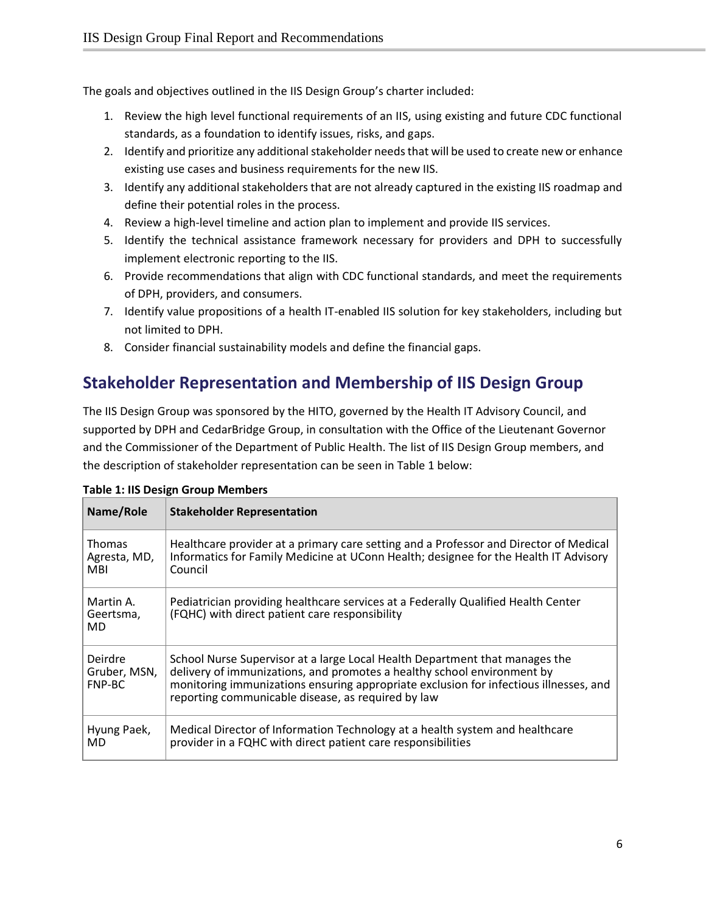The goals and objectives outlined in the IIS Design Group's charter included:

1. Review the high level functional requirements of an IIS, using existing and future CDC functional standards, as a foundation to identify issues, risks, and gaps.
2. Identify and prioritize any additional stakeholder needs that will be used to create new or enhance existing use cases and business requirements for the new IIS.
3. Identify any additional stakeholders that are not already captured in the existing IIS roadmap and define their potential roles in the process.
4. Review a high-level timeline and action plan to implement and provide IIS services.
5. Identify the technical assistance framework necessary for providers and DPH to successfully implement electronic reporting to the IIS.
6. Provide recommendations that align with CDC functional standards, and meet the requirements of DPH, providers, and consumers.
7. Identify value propositions of a health IT-enabled IIS solution for key stakeholders, including but not limited to DPH.
8. Consider financial sustainability models and define the financial gaps.

## Stakeholder Representation and Membership of IIS Design Group

The IIS Design Group was sponsored by the HITO, governed by the Health IT Advisory Council, and supported by DPH and CedarBridge Group, in consultation with the Office of the Lieutenant Governor and the Commissioner of the Department of Public Health. The list of IIS Design Group members, and the description of stakeholder representation can be seen in Table 1 below:

**Table 1: IIS Design Group Members**

| Name/Role | Stakeholder Representation |
| --- | --- |
| Thomas Agresta, MD, MBI | Healthcare provider at a primary care setting and a Professor and Director of Medical Informatics for Family Medicine at UConn Health; designee for the Health IT Advisory Council |
| Martin A. Geertsma, MD | Pediatrician providing healthcare services at a Federally Qualified Health Center (FQHC) with direct patient care responsibility |
| Deirdre Gruber, MSN, FNP-BC | School Nurse Supervisor at a large Local Health Department that manages the delivery of immunizations, and promotes a healthy school environment by monitoring immunizations ensuring appropriate exclusion for infectious illnesses, and reporting communicable disease, as required by law |
| Hyung Paek, MD | Medical Director of Information Technology at a health system and healthcare provider in a FQHC with direct patient care responsibilities |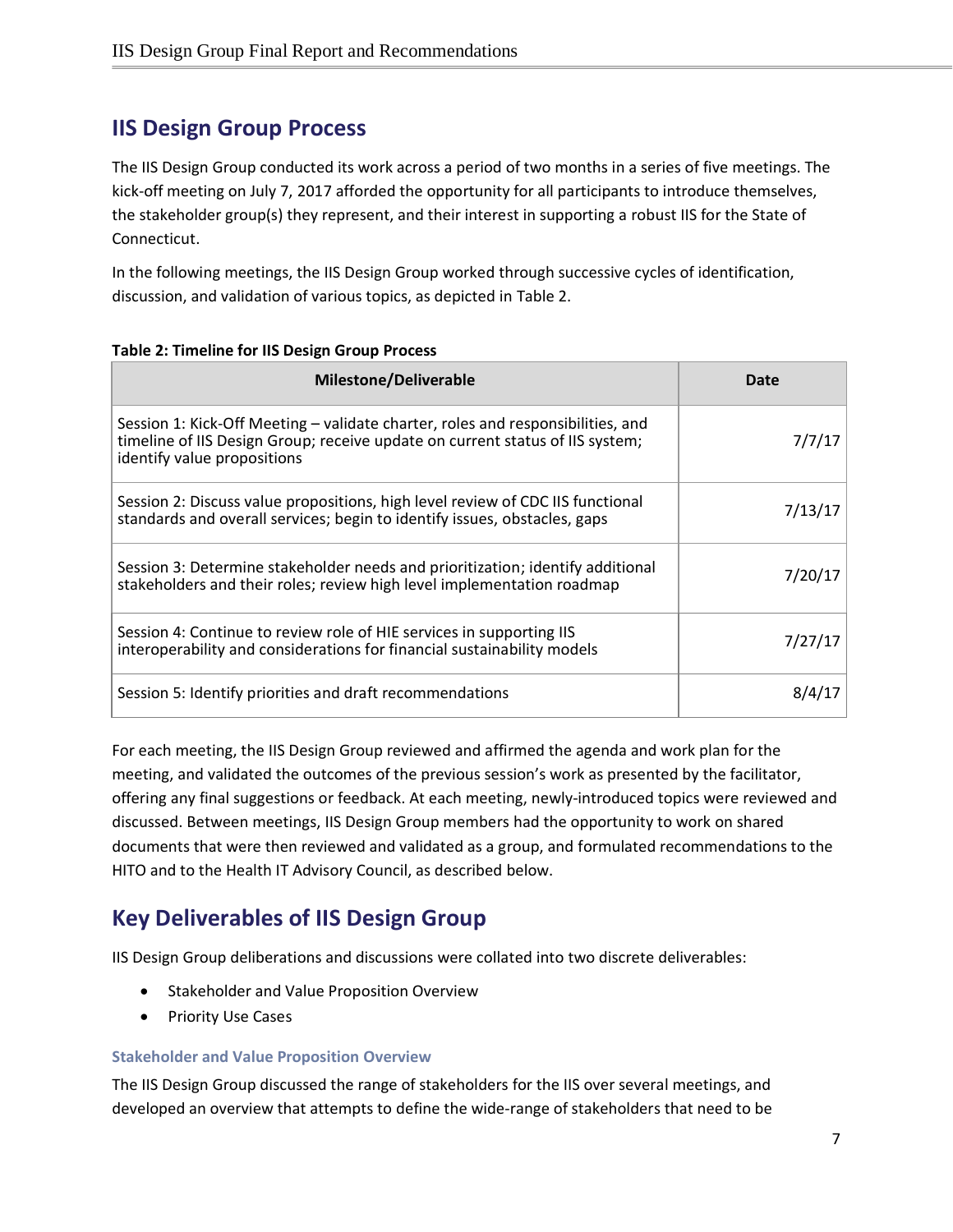## IIS Design Group Process

The IIS Design Group conducted its work across a period of two months in a series of five meetings. The kick-off meeting on July 7, 2017 afforded the opportunity for all participants to introduce themselves, the stakeholder group(s) they represent, and their interest in supporting a robust IIS for the State of Connecticut.

In the following meetings, the IIS Design Group worked through successive cycles of identification, discussion, and validation of various topics, as depicted in Table 2.

**Table 2: Timeline for IIS Design Group Process**

| Milestone/Deliverable | Date |
|---|---|
| Session 1: Kick-Off Meeting – validate charter, roles and responsibilities, and timeline of IIS Design Group; receive update on current status of IIS system; identify value propositions | 7/7/17 |
| Session 2: Discuss value propositions, high level review of CDC IIS functional standards and overall services; begin to identify issues, obstacles, gaps | 7/13/17 |
| Session 3: Determine stakeholder needs and prioritization; identify additional stakeholders and their roles; review high level implementation roadmap | 7/20/17 |
| Session 4: Continue to review role of HIE services in supporting IIS interoperability and considerations for financial sustainability models | 7/27/17 |
| Session 5: Identify priorities and draft recommendations | 8/4/17 |

For each meeting, the IIS Design Group reviewed and affirmed the agenda and work plan for the meeting, and validated the outcomes of the previous session's work as presented by the facilitator, offering any final suggestions or feedback. At each meeting, newly-introduced topics were reviewed and discussed. Between meetings, IIS Design Group members had the opportunity to work on shared documents that were then reviewed and validated as a group, and formulated recommendations to the HITO and to the Health IT Advisory Council, as described below.

## Key Deliverables of IIS Design Group

IIS Design Group deliberations and discussions were collated into two discrete deliverables:

- Stakeholder and Value Proposition Overview
- Priority Use Cases

### Stakeholder and Value Proposition Overview

The IIS Design Group discussed the range of stakeholders for the IIS over several meetings, and developed an overview that attempts to define the wide-range of stakeholders that need to be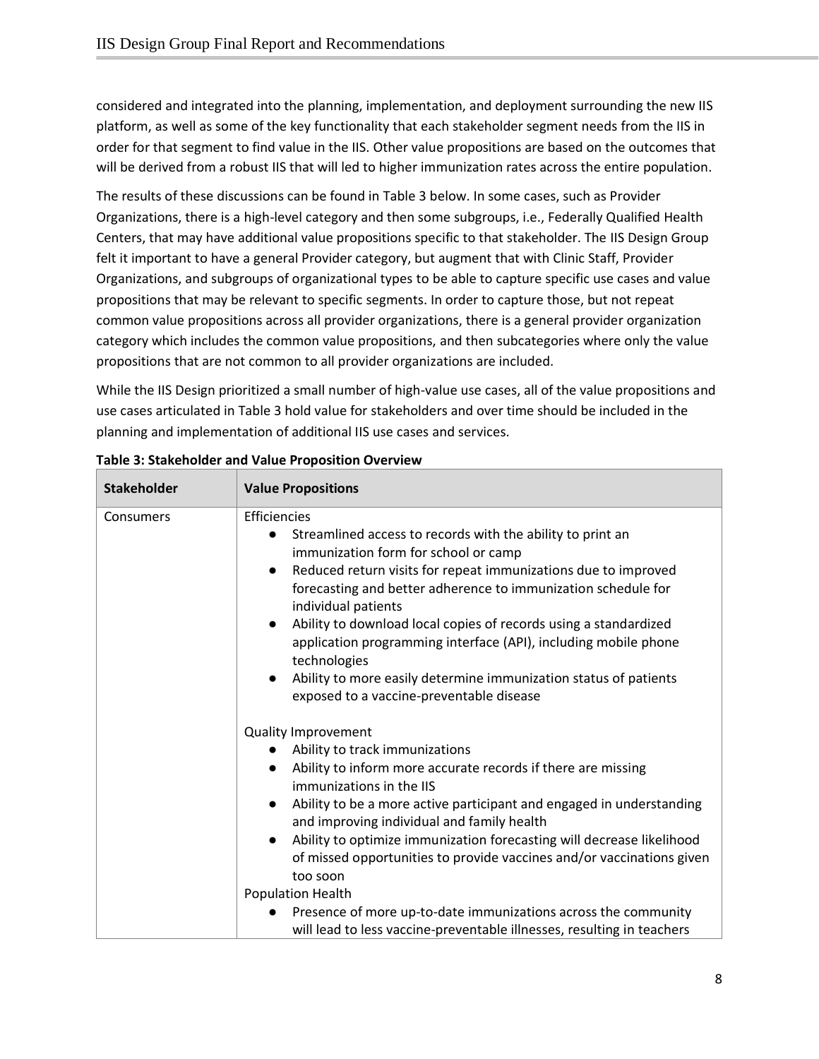considered and integrated into the planning, implementation, and deployment surrounding the new IIS platform, as well as some of the key functionality that each stakeholder segment needs from the IIS in order for that segment to find value in the IIS. Other value propositions are based on the outcomes that will be derived from a robust IIS that will led to higher immunization rates across the entire population.

The results of these discussions can be found in Table 3 below. In some cases, such as Provider Organizations, there is a high-level category and then some subgroups, i.e., Federally Qualified Health Centers, that may have additional value propositions specific to that stakeholder. The IIS Design Group felt it important to have a general Provider category, but augment that with Clinic Staff, Provider Organizations, and subgroups of organizational types to be able to capture specific use cases and value propositions that may be relevant to specific segments. In order to capture those, but not repeat common value propositions across all provider organizations, there is a general provider organization category which includes the common value propositions, and then subcategories where only the value propositions that are not common to all provider organizations are included.

While the IIS Design prioritized a small number of high-value use cases, all of the value propositions and use cases articulated in Table 3 hold value for stakeholders and over time should be included in the planning and implementation of additional IIS use cases and services.

**Table 3: Stakeholder and Value Proposition Overview**

| Stakeholder | Value Propositions |
|---|---|
| Consumers | Efficiencies<br>● Streamlined access to records with the ability to print an immunization form for school or camp<br>● Reduced return visits for repeat immunizations due to improved forecasting and better adherence to immunization schedule for individual patients<br>● Ability to download local copies of records using a standardized application programming interface (API), including mobile phone technologies<br>● Ability to more easily determine immunization status of patients exposed to a vaccine-preventable disease<br><br>Quality Improvement<br>● Ability to track immunizations<br>● Ability to inform more accurate records if there are missing immunizations in the IIS<br>● Ability to be a more active participant and engaged in understanding and improving individual and family health<br>● Ability to optimize immunization forecasting will decrease likelihood of missed opportunities to provide vaccines and/or vaccinations given too soon<br>Population Health<br>● Presence of more up-to-date immunizations across the community will lead to less vaccine-preventable illnesses, resulting in teachers |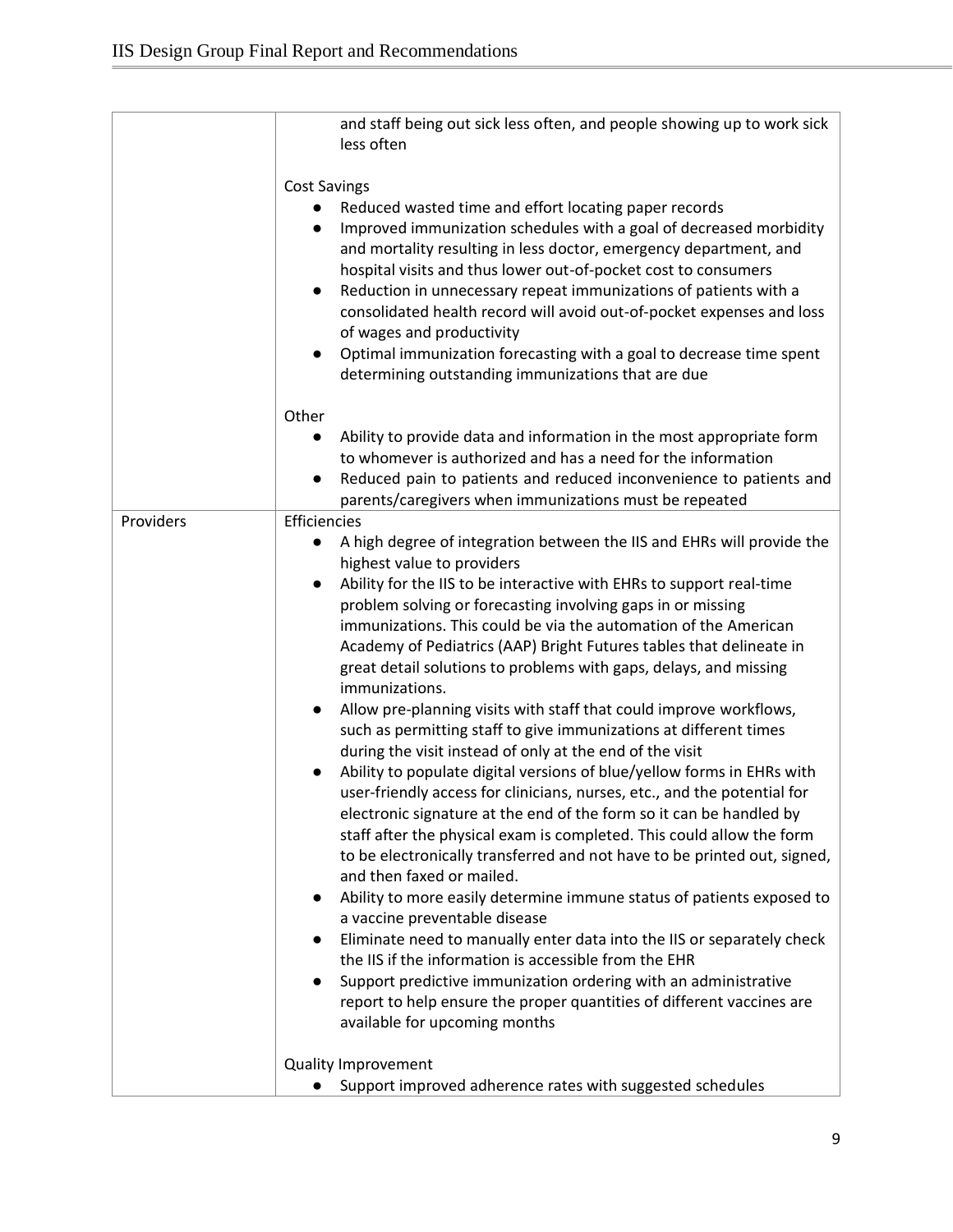| | |
|---|---|
| | and staff being out sick less often, and people showing up to work sick less often<br><br>Cost Savings<br>● Reduced wasted time and effort locating paper records<br>● Improved immunization schedules with a goal of decreased morbidity and mortality resulting in less doctor, emergency department, and hospital visits and thus lower out-of-pocket cost to consumers<br>● Reduction in unnecessary repeat immunizations of patients with a consolidated health record will avoid out-of-pocket expenses and loss of wages and productivity<br>● Optimal immunization forecasting with a goal to decrease time spent determining outstanding immunizations that are due<br><br>Other<br>● Ability to provide data and information in the most appropriate form to whomever is authorized and has a need for the information<br>● Reduced pain to patients and reduced inconvenience to patients and parents/caregivers when immunizations must be repeated |
| Providers | Efficiencies<br>● A high degree of integration between the IIS and EHRs will provide the highest value to providers<br>● Ability for the IIS to be interactive with EHRs to support real-time problem solving or forecasting involving gaps in or missing immunizations. This could be via the automation of the American Academy of Pediatrics (AAP) Bright Futures tables that delineate in great detail solutions to problems with gaps, delays, and missing immunizations.<br>● Allow pre-planning visits with staff that could improve workflows, such as permitting staff to give immunizations at different times during the visit instead of only at the end of the visit<br>● Ability to populate digital versions of blue/yellow forms in EHRs with user-friendly access for clinicians, nurses, etc., and the potential for electronic signature at the end of the form so it can be handled by staff after the physical exam is completed. This could allow the form to be electronically transferred and not have to be printed out, signed, and then faxed or mailed.<br>● Ability to more easily determine immune status of patients exposed to a vaccine preventable disease<br>● Eliminate need to manually enter data into the IIS or separately check the IIS if the information is accessible from the EHR<br>● Support predictive immunization ordering with an administrative report to help ensure the proper quantities of different vaccines are available for upcoming months<br><br>Quality Improvement<br>● Support improved adherence rates with suggested schedules |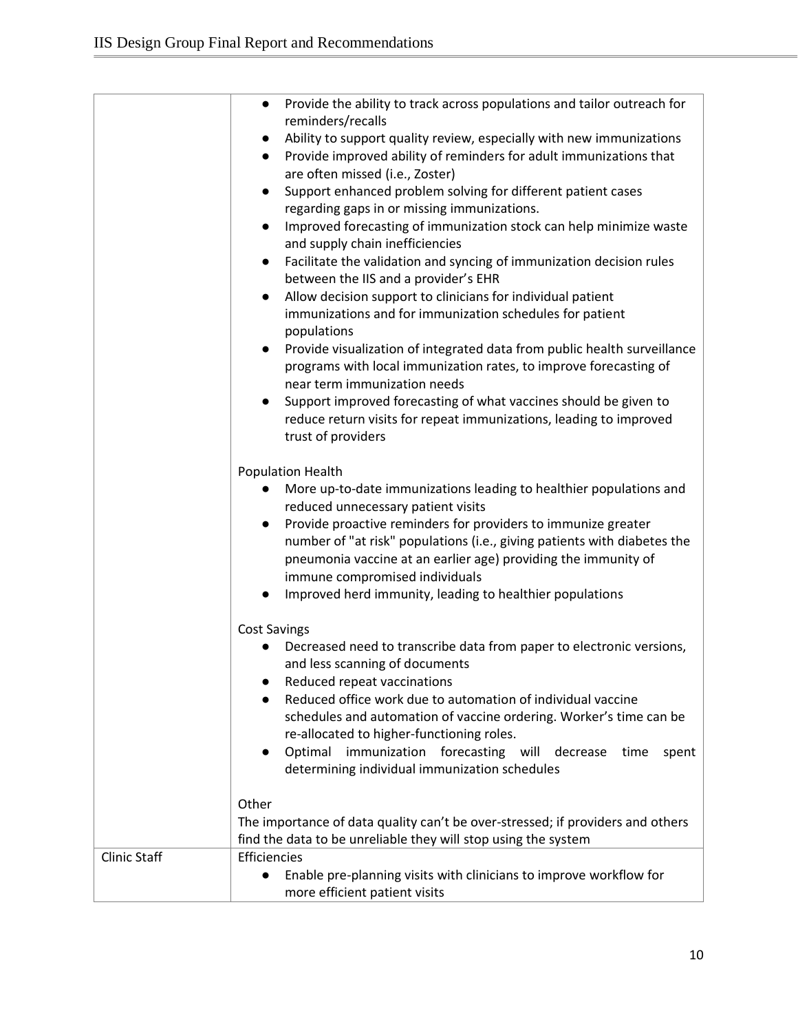| | |
|---|---|
| | • Provide the ability to track across populations and tailor outreach for reminders/recalls<br>• Ability to support quality review, especially with new immunizations<br>• Provide improved ability of reminders for adult immunizations that are often missed (i.e., Zoster)<br>• Support enhanced problem solving for different patient cases regarding gaps in or missing immunizations.<br>• Improved forecasting of immunization stock can help minimize waste and supply chain inefficiencies<br>• Facilitate the validation and syncing of immunization decision rules between the IIS and a provider's EHR<br>• Allow decision support to clinicians for individual patient immunizations and for immunization schedules for patient populations<br>• Provide visualization of integrated data from public health surveillance programs with local immunization rates, to improve forecasting of near term immunization needs<br>• Support improved forecasting of what vaccines should be given to reduce return visits for repeat immunizations, leading to improved trust of providers<br><br>Population Health<br>• More up-to-date immunizations leading to healthier populations and reduced unnecessary patient visits<br>• Provide proactive reminders for providers to immunize greater number of "at risk" populations (i.e., giving patients with diabetes the pneumonia vaccine at an earlier age) providing the immunity of immune compromised individuals<br>• Improved herd immunity, leading to healthier populations<br><br>Cost Savings<br>• Decreased need to transcribe data from paper to electronic versions, and less scanning of documents<br>• Reduced repeat vaccinations<br>• Reduced office work due to automation of individual vaccine schedules and automation of vaccine ordering. Worker's time can be re-allocated to higher-functioning roles.<br>• Optimal immunization forecasting will decrease time spent determining individual immunization schedules<br><br>Other<br>The importance of data quality can't be over-stressed; if providers and others find the data to be unreliable they will stop using the system |
| Clinic Staff | Efficiencies<br>• Enable pre-planning visits with clinicians to improve workflow for more efficient patient visits |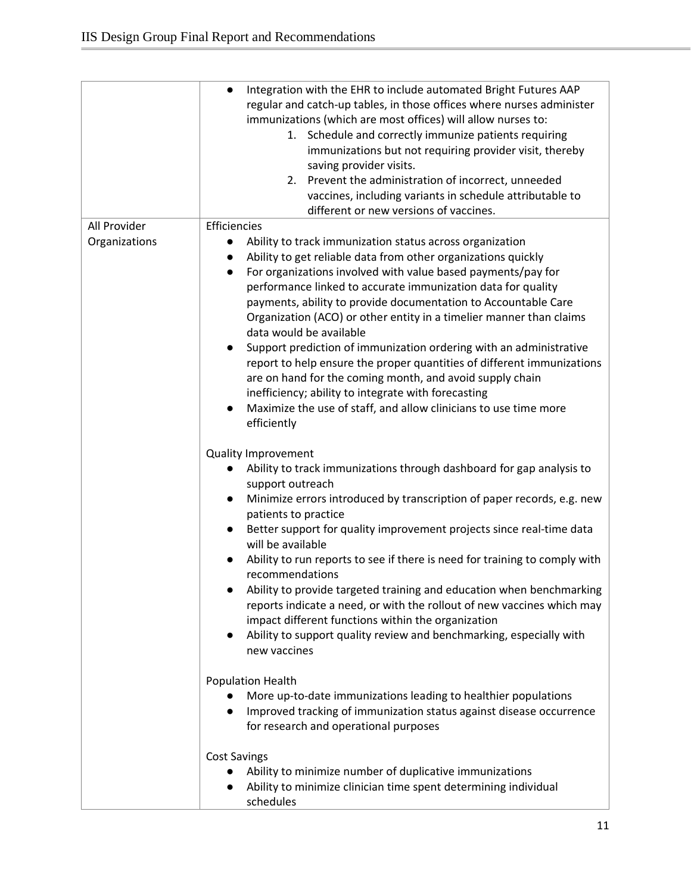| | |
|---|---|
| | • Integration with the EHR to include automated Bright Futures AAP regular and catch-up tables, in those offices where nurses administer immunizations (which are most offices) will allow nurses to:<br>1. Schedule and correctly immunize patients requiring immunizations but not requiring provider visit, thereby saving provider visits.<br>2. Prevent the administration of incorrect, unneeded vaccines, including variants in schedule attributable to different or new versions of vaccines. |
| All Provider Organizations | Efficiencies<br>• Ability to track immunization status across organization<br>• Ability to get reliable data from other organizations quickly<br>• For organizations involved with value based payments/pay for performance linked to accurate immunization data for quality payments, ability to provide documentation to Accountable Care Organization (ACO) or other entity in a timelier manner than claims data would be available<br>• Support prediction of immunization ordering with an administrative report to help ensure the proper quantities of different immunizations are on hand for the coming month, and avoid supply chain inefficiency; ability to integrate with forecasting<br>• Maximize the use of staff, and allow clinicians to use time more efficiently<br><br>Quality Improvement<br>• Ability to track immunizations through dashboard for gap analysis to support outreach<br>• Minimize errors introduced by transcription of paper records, e.g. new patients to practice<br>• Better support for quality improvement projects since real-time data will be available<br>• Ability to run reports to see if there is need for training to comply with recommendations<br>• Ability to provide targeted training and education when benchmarking reports indicate a need, or with the rollout of new vaccines which may impact different functions within the organization<br>• Ability to support quality review and benchmarking, especially with new vaccines<br><br>Population Health<br>• More up-to-date immunizations leading to healthier populations<br>• Improved tracking of immunization status against disease occurrence for research and operational purposes<br><br>Cost Savings<br>• Ability to minimize number of duplicative immunizations<br>• Ability to minimize clinician time spent determining individual schedules |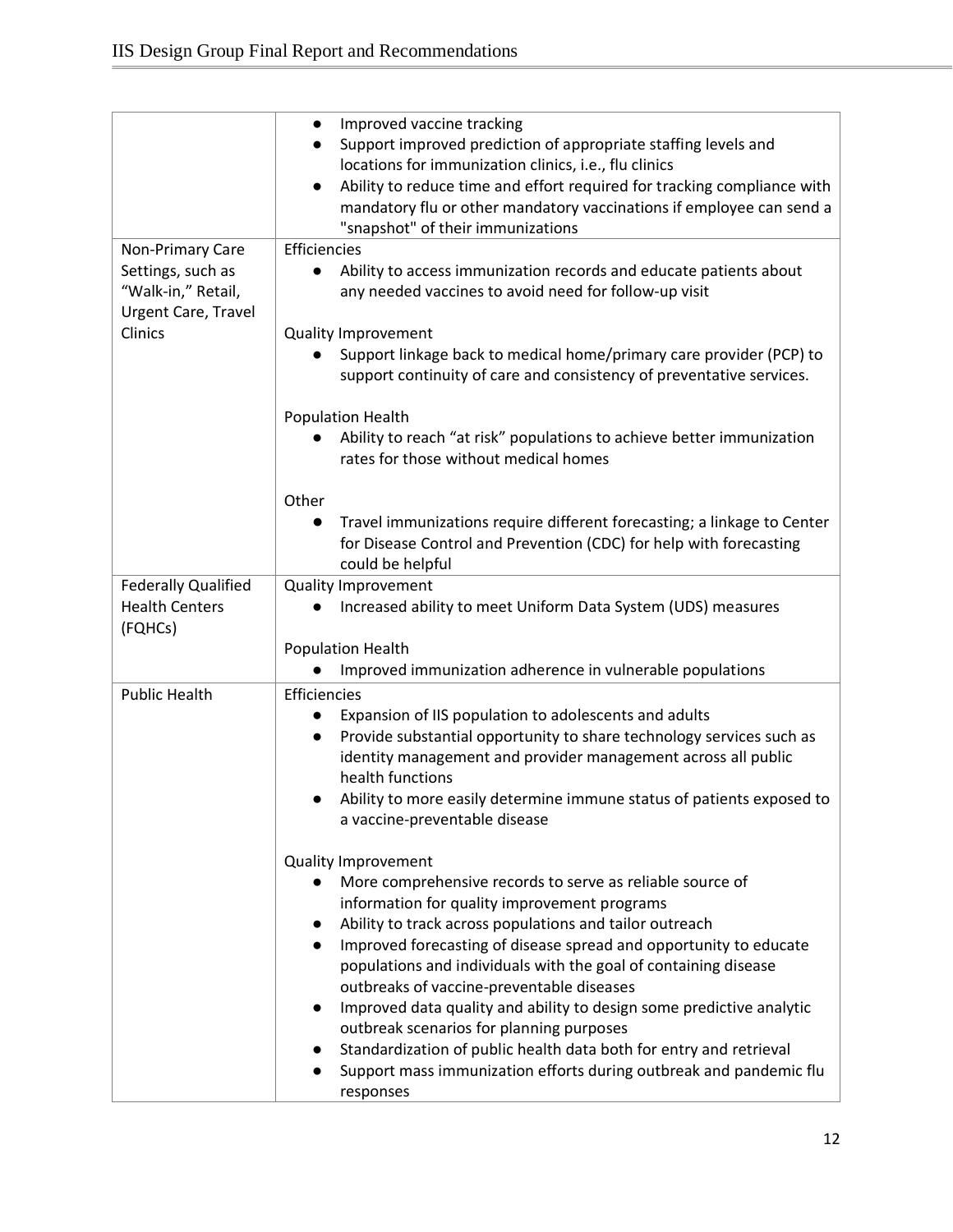| | |
|---|---|
| | ● Improved vaccine tracking<br>● Support improved prediction of appropriate staffing levels and locations for immunization clinics, i.e., flu clinics<br>● Ability to reduce time and effort required for tracking compliance with mandatory flu or other mandatory vaccinations if employee can send a "snapshot" of their immunizations |
| Non-Primary Care Settings, such as "Walk-in," Retail, Urgent Care, Travel Clinics | Efficiencies<br>● Ability to access immunization records and educate patients about any needed vaccines to avoid need for follow-up visit<br><br>Quality Improvement<br>● Support linkage back to medical home/primary care provider (PCP) to support continuity of care and consistency of preventative services.<br><br>Population Health<br>● Ability to reach "at risk" populations to achieve better immunization rates for those without medical homes<br><br>Other<br>● Travel immunizations require different forecasting; a linkage to Center for Disease Control and Prevention (CDC) for help with forecasting could be helpful |
| Federally Qualified Health Centers (FQHCs) | Quality Improvement<br>● Increased ability to meet Uniform Data System (UDS) measures<br><br>Population Health<br>● Improved immunization adherence in vulnerable populations |
| Public Health | Efficiencies<br>● Expansion of IIS population to adolescents and adults<br>● Provide substantial opportunity to share technology services such as identity management and provider management across all public health functions<br>● Ability to more easily determine immune status of patients exposed to a vaccine-preventable disease<br><br>Quality Improvement<br>● More comprehensive records to serve as reliable source of information for quality improvement programs<br>● Ability to track across populations and tailor outreach<br>● Improved forecasting of disease spread and opportunity to educate populations and individuals with the goal of containing disease outbreaks of vaccine-preventable diseases<br>● Improved data quality and ability to design some predictive analytic outbreak scenarios for planning purposes<br>● Standardization of public health data both for entry and retrieval<br>● Support mass immunization efforts during outbreak and pandemic flu responses |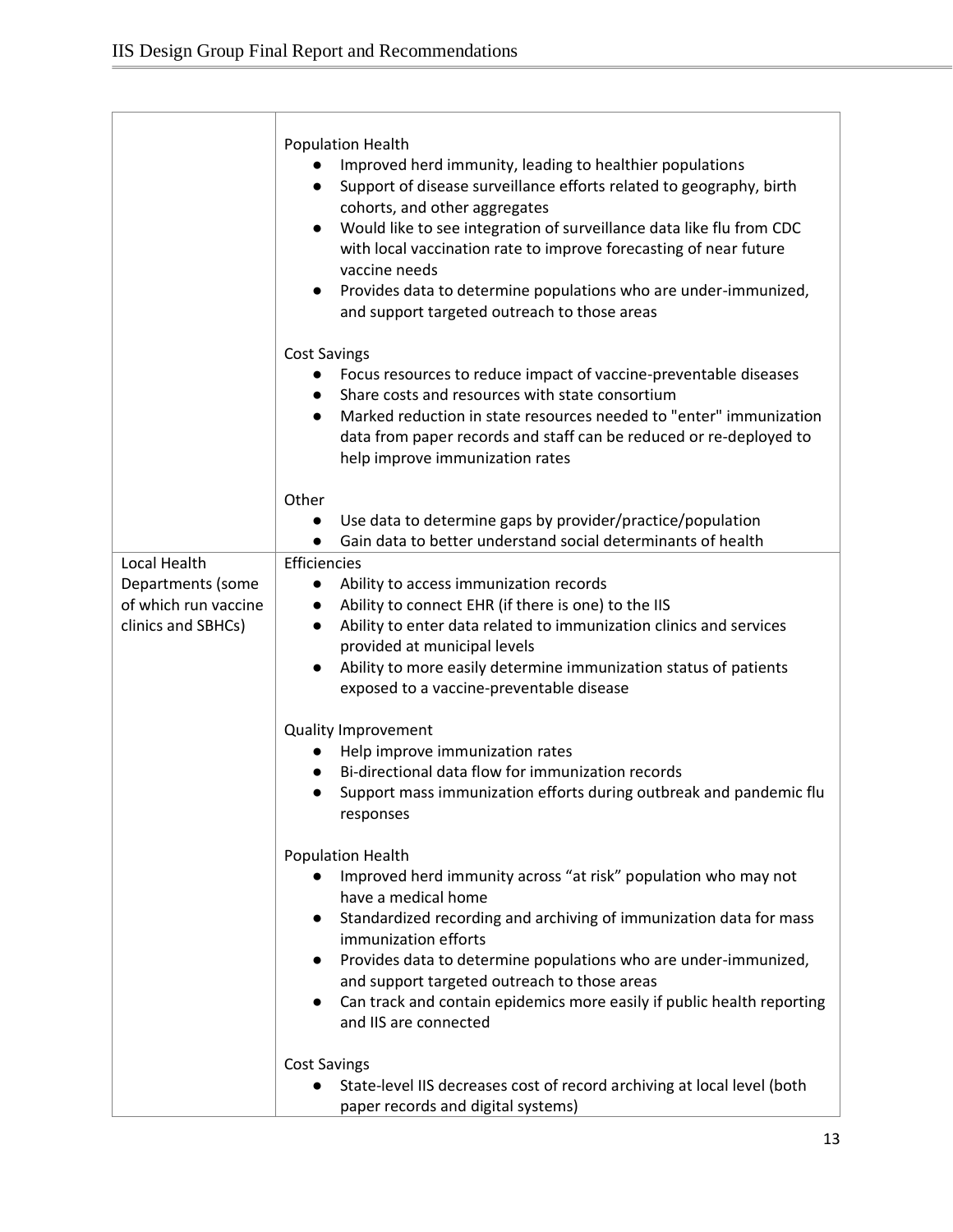| | |
|---|---|
| | Population Health<br>● Improved herd immunity, leading to healthier populations<br>● Support of disease surveillance efforts related to geography, birth cohorts, and other aggregates<br>● Would like to see integration of surveillance data like flu from CDC with local vaccination rate to improve forecasting of near future vaccine needs<br>● Provides data to determine populations who are under-immunized, and support targeted outreach to those areas<br><br>Cost Savings<br>● Focus resources to reduce impact of vaccine-preventable diseases<br>● Share costs and resources with state consortium<br>● Marked reduction in state resources needed to "enter" immunization data from paper records and staff can be reduced or re-deployed to help improve immunization rates<br><br>Other<br>● Use data to determine gaps by provider/practice/population<br>● Gain data to better understand social determinants of health |
| Local Health Departments (some of which run vaccine clinics and SBHCs) | Efficiencies<br>● Ability to access immunization records<br>● Ability to connect EHR (if there is one) to the IIS<br>● Ability to enter data related to immunization clinics and services provided at municipal levels<br>● Ability to more easily determine immunization status of patients exposed to a vaccine-preventable disease<br><br>Quality Improvement<br>● Help improve immunization rates<br>● Bi-directional data flow for immunization records<br>● Support mass immunization efforts during outbreak and pandemic flu responses<br><br>Population Health<br>● Improved herd immunity across "at risk" population who may not have a medical home<br>● Standardized recording and archiving of immunization data for mass immunization efforts<br>● Provides data to determine populations who are under-immunized, and support targeted outreach to those areas<br>● Can track and contain epidemics more easily if public health reporting and IIS are connected<br><br>Cost Savings<br>● State-level IIS decreases cost of record archiving at local level (both paper records and digital systems) |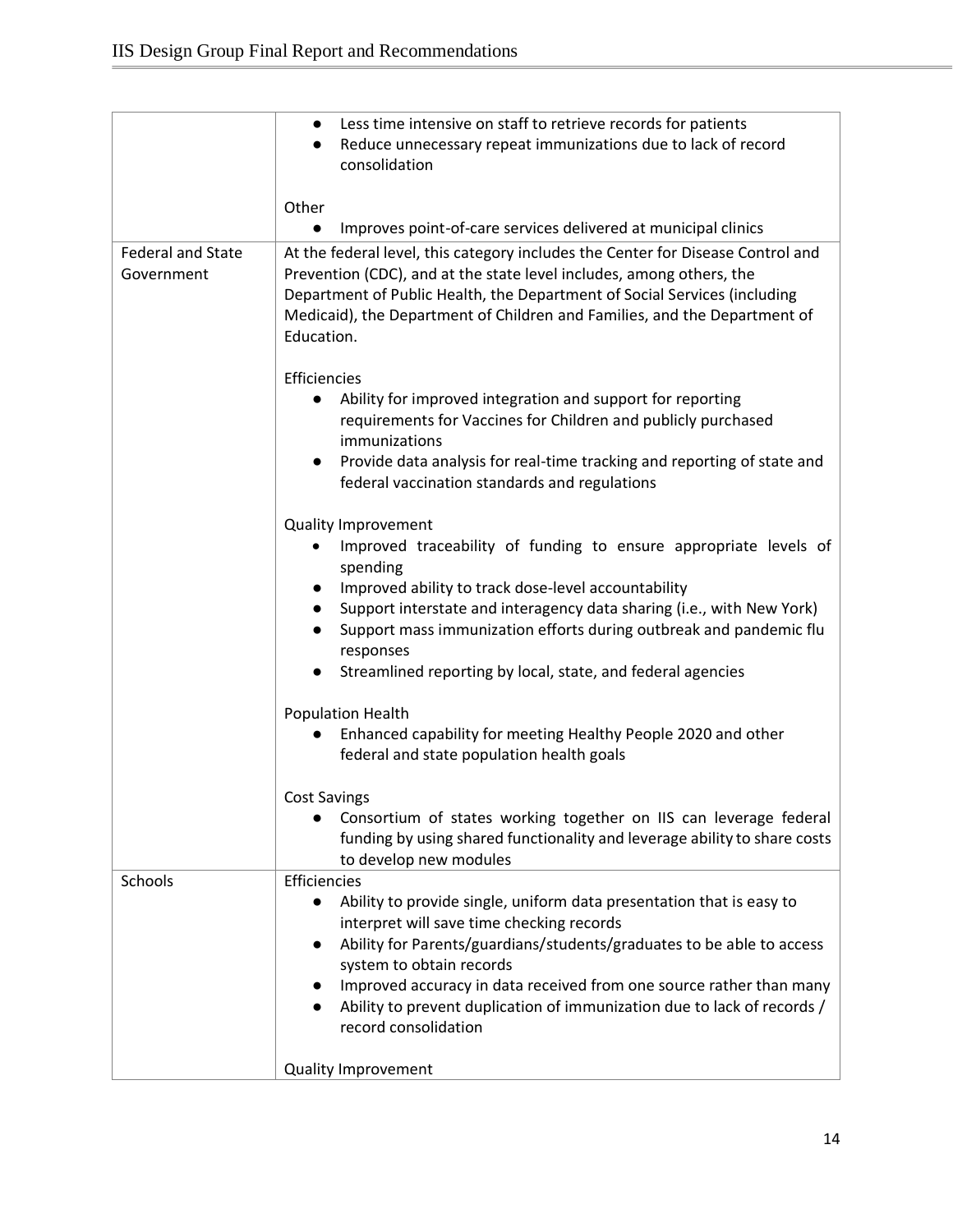| | |
|---|---|
| | • Less time intensive on staff to retrieve records for patients<br>• Reduce unnecessary repeat immunizations due to lack of record consolidation<br><br>Other<br>• Improves point-of-care services delivered at municipal clinics |
| Federal and State Government | At the federal level, this category includes the Center for Disease Control and Prevention (CDC), and at the state level includes, among others, the Department of Public Health, the Department of Social Services (including Medicaid), the Department of Children and Families, and the Department of Education.<br><br>Efficiencies<br>• Ability for improved integration and support for reporting requirements for Vaccines for Children and publicly purchased immunizations<br>• Provide data analysis for real-time tracking and reporting of state and federal vaccination standards and regulations<br><br>Quality Improvement<br>• Improved traceability of funding to ensure appropriate levels of spending<br>• Improved ability to track dose-level accountability<br>• Support interstate and interagency data sharing (i.e., with New York)<br>• Support mass immunization efforts during outbreak and pandemic flu responses<br>• Streamlined reporting by local, state, and federal agencies<br><br>Population Health<br>• Enhanced capability for meeting Healthy People 2020 and other federal and state population health goals<br><br>Cost Savings<br>• Consortium of states working together on IIS can leverage federal funding by using shared functionality and leverage ability to share costs to develop new modules |
| Schools | Efficiencies<br>• Ability to provide single, uniform data presentation that is easy to interpret will save time checking records<br>• Ability for Parents/guardians/students/graduates to be able to access system to obtain records<br>• Improved accuracy in data received from one source rather than many<br>• Ability to prevent duplication of immunization due to lack of records / record consolidation<br><br>Quality Improvement |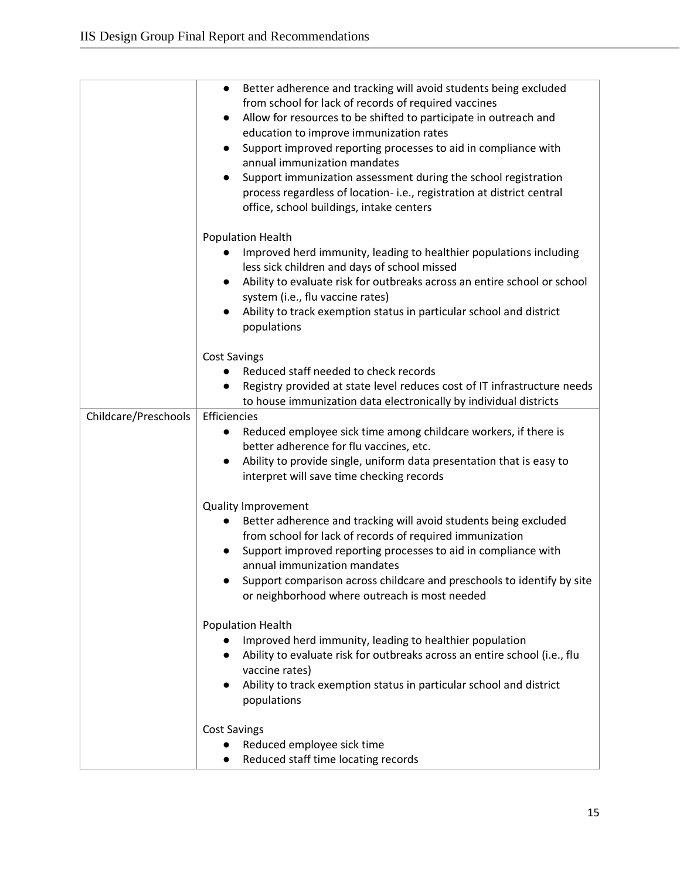| | |
|---|---|
| | • Better adherence and tracking will avoid students being excluded from school for lack of records of required vaccines<br>• Allow for resources to be shifted to participate in outreach and education to improve immunization rates<br>• Support improved reporting processes to aid in compliance with annual immunization mandates<br>• Support immunization assessment during the school registration process regardless of location- i.e., registration at district central office, school buildings, intake centers<br><br>Population Health<br>• Improved herd immunity, leading to healthier populations including less sick children and days of school missed<br>• Ability to evaluate risk for outbreaks across an entire school or school system (i.e., flu vaccine rates)<br>• Ability to track exemption status in particular school and district populations<br><br>Cost Savings<br>• Reduced staff needed to check records<br>• Registry provided at state level reduces cost of IT infrastructure needs to house immunization data electronically by individual districts |
| Childcare/Preschools | Efficiencies<br>• Reduced employee sick time among childcare workers, if there is better adherence for flu vaccines, etc.<br>• Ability to provide single, uniform data presentation that is easy to interpret will save time checking records<br><br>Quality Improvement<br>• Better adherence and tracking will avoid students being excluded from school for lack of records of required immunization<br>• Support improved reporting processes to aid in compliance with annual immunization mandates<br>• Support comparison across childcare and preschools to identify by site or neighborhood where outreach is most needed<br><br>Population Health<br>• Improved herd immunity, leading to healthier population<br>• Ability to evaluate risk for outbreaks across an entire school (i.e., flu vaccine rates)<br>• Ability to track exemption status in particular school and district populations<br><br>Cost Savings<br>• Reduced employee sick time<br>• Reduced staff time locating records |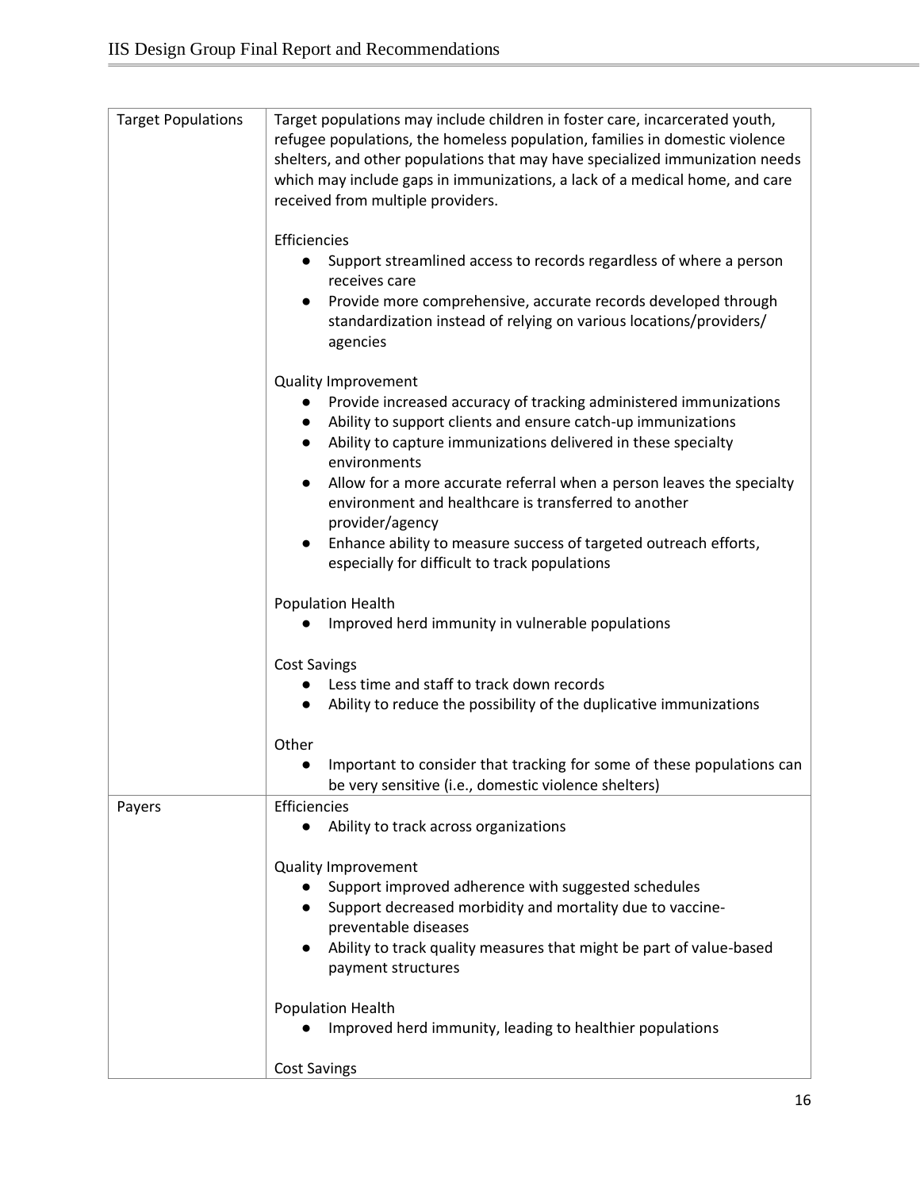| | |
|---|---|
| Target Populations | Target populations may include children in foster care, incarcerated youth, refugee populations, the homeless population, families in domestic violence shelters, and other populations that may have specialized immunization needs which may include gaps in immunizations, a lack of a medical home, and care received from multiple providers.<br><br>Efficiencies<br>● Support streamlined access to records regardless of where a person receives care<br>● Provide more comprehensive, accurate records developed through standardization instead of relying on various locations/providers/ agencies<br><br>Quality Improvement<br>● Provide increased accuracy of tracking administered immunizations<br>● Ability to support clients and ensure catch-up immunizations<br>● Ability to capture immunizations delivered in these specialty environments<br>● Allow for a more accurate referral when a person leaves the specialty environment and healthcare is transferred to another provider/agency<br>● Enhance ability to measure success of targeted outreach efforts, especially for difficult to track populations<br><br>Population Health<br>● Improved herd immunity in vulnerable populations<br><br>Cost Savings<br>● Less time and staff to track down records<br>● Ability to reduce the possibility of the duplicative immunizations<br><br>Other<br>● Important to consider that tracking for some of these populations can be very sensitive (i.e., domestic violence shelters) |
| Payers | Efficiencies<br>● Ability to track across organizations<br><br>Quality Improvement<br>● Support improved adherence with suggested schedules<br>● Support decreased morbidity and mortality due to vaccine-preventable diseases<br>● Ability to track quality measures that might be part of value-based payment structures<br><br>Population Health<br>● Improved herd immunity, leading to healthier populations<br><br>Cost Savings |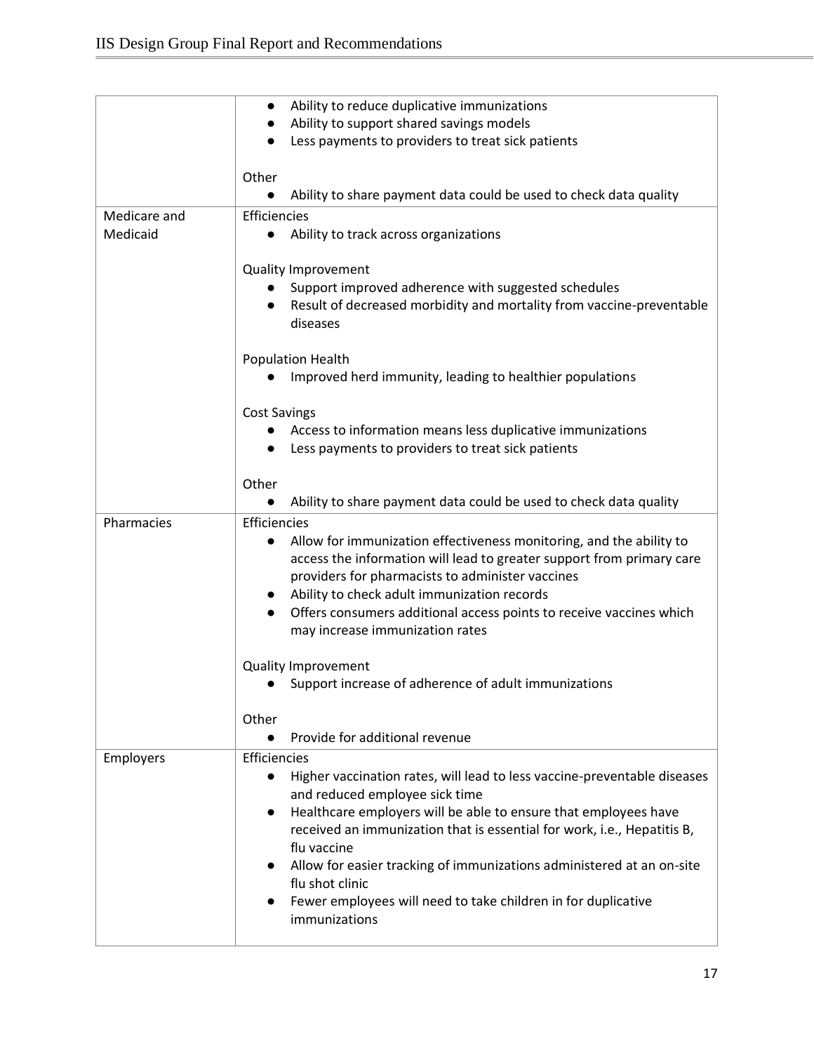| | |
|---|---|
| | ● Ability to reduce duplicative immunizations<br>● Ability to support shared savings models<br>● Less payments to providers to treat sick patients<br><br>Other<br>● Ability to share payment data could be used to check data quality |
| Medicare and Medicaid | Efficiencies<br>● Ability to track across organizations<br><br>Quality Improvement<br>● Support improved adherence with suggested schedules<br>● Result of decreased morbidity and mortality from vaccine-preventable diseases<br><br>Population Health<br>● Improved herd immunity, leading to healthier populations<br><br>Cost Savings<br>● Access to information means less duplicative immunizations<br>● Less payments to providers to treat sick patients<br><br>Other<br>● Ability to share payment data could be used to check data quality |
| Pharmacies | Efficiencies<br>● Allow for immunization effectiveness monitoring, and the ability to access the information will lead to greater support from primary care providers for pharmacists to administer vaccines<br>● Ability to check adult immunization records<br>● Offers consumers additional access points to receive vaccines which may increase immunization rates<br><br>Quality Improvement<br>● Support increase of adherence of adult immunizations<br><br>Other<br>● Provide for additional revenue |
| Employers | Efficiencies<br>● Higher vaccination rates, will lead to less vaccine-preventable diseases and reduced employee sick time<br>● Healthcare employers will be able to ensure that employees have received an immunization that is essential for work, i.e., Hepatitis B, flu vaccine<br>● Allow for easier tracking of immunizations administered at an on-site flu shot clinic<br>● Fewer employees will need to take children in for duplicative immunizations |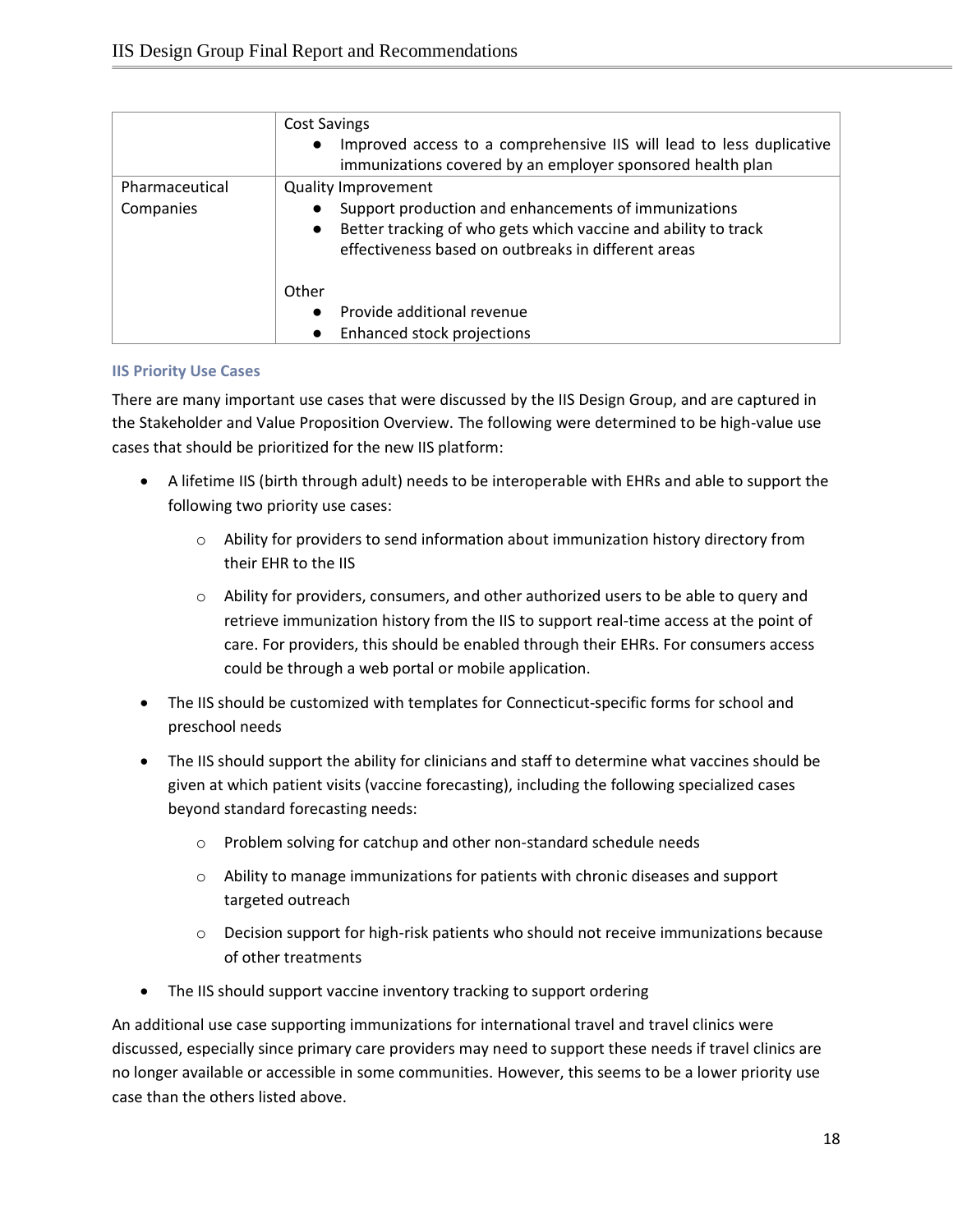| | |
|---|---|
| | Cost Savings<br>● Improved access to a comprehensive IIS will lead to less duplicative immunizations covered by an employer sponsored health plan |
| Pharmaceutical Companies | Quality Improvement<br>● Support production and enhancements of immunizations<br>● Better tracking of who gets which vaccine and ability to track effectiveness based on outbreaks in different areas<br><br>Other<br>● Provide additional revenue<br>● Enhanced stock projections |

### IIS Priority Use Cases

There are many important use cases that were discussed by the IIS Design Group, and are captured in the Stakeholder and Value Proposition Overview. The following were determined to be high-value use cases that should be prioritized for the new IIS platform:

- A lifetime IIS (birth through adult) needs to be interoperable with EHRs and able to support the following two priority use cases:
    - Ability for providers to send information about immunization history directory from their EHR to the IIS
    - Ability for providers, consumers, and other authorized users to be able to query and retrieve immunization history from the IIS to support real-time access at the point of care. For providers, this should be enabled through their EHRs. For consumers access could be through a web portal or mobile application.
- The IIS should be customized with templates for Connecticut-specific forms for school and preschool needs
- The IIS should support the ability for clinicians and staff to determine what vaccines should be given at which patient visits (vaccine forecasting), including the following specialized cases beyond standard forecasting needs:
    - Problem solving for catchup and other non-standard schedule needs
    - Ability to manage immunizations for patients with chronic diseases and support targeted outreach
    - Decision support for high-risk patients who should not receive immunizations because of other treatments
- The IIS should support vaccine inventory tracking to support ordering

An additional use case supporting immunizations for international travel and travel clinics were discussed, especially since primary care providers may need to support these needs if travel clinics are no longer available or accessible in some communities. However, this seems to be a lower priority use case than the others listed above.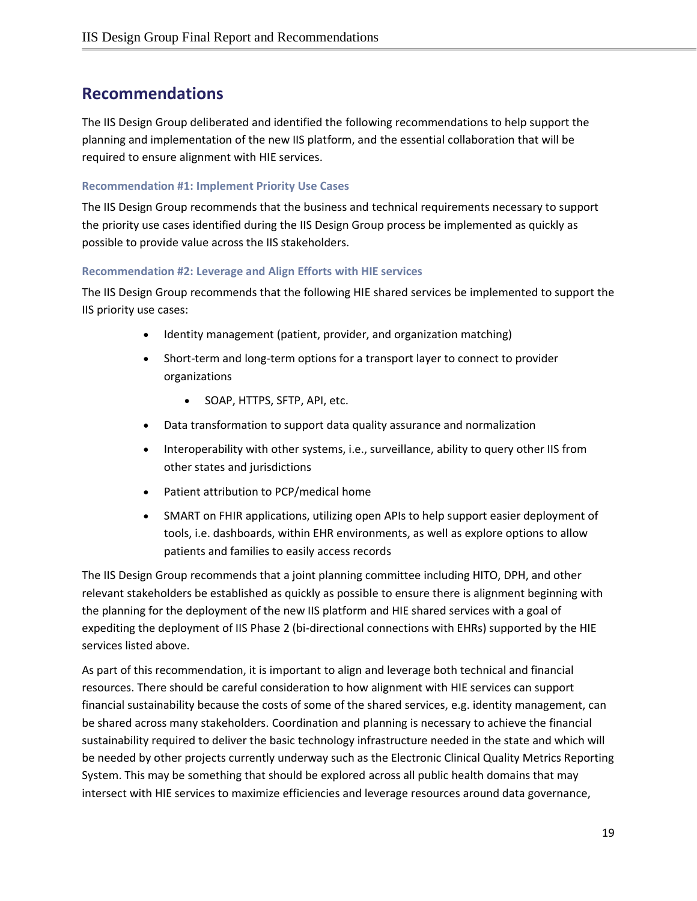## Recommendations

The IIS Design Group deliberated and identified the following recommendations to help support the planning and implementation of the new IIS platform, and the essential collaboration that will be required to ensure alignment with HIE services.

### Recommendation #1: Implement Priority Use Cases

The IIS Design Group recommends that the business and technical requirements necessary to support the priority use cases identified during the IIS Design Group process be implemented as quickly as possible to provide value across the IIS stakeholders.

### Recommendation #2: Leverage and Align Efforts with HIE services

The IIS Design Group recommends that the following HIE shared services be implemented to support the IIS priority use cases:

- Identity management (patient, provider, and organization matching)
- Short-term and long-term options for a transport layer to connect to provider organizations
  - SOAP, HTTPS, SFTP, API, etc.
- Data transformation to support data quality assurance and normalization
- Interoperability with other systems, i.e., surveillance, ability to query other IIS from other states and jurisdictions
- Patient attribution to PCP/medical home
- SMART on FHIR applications, utilizing open APIs to help support easier deployment of tools, i.e. dashboards, within EHR environments, as well as explore options to allow patients and families to easily access records

The IIS Design Group recommends that a joint planning committee including HITO, DPH, and other relevant stakeholders be established as quickly as possible to ensure there is alignment beginning with the planning for the deployment of the new IIS platform and HIE shared services with a goal of expediting the deployment of IIS Phase 2 (bi-directional connections with EHRs) supported by the HIE services listed above.

As part of this recommendation, it is important to align and leverage both technical and financial resources. There should be careful consideration to how alignment with HIE services can support financial sustainability because the costs of some of the shared services, e.g. identity management, can be shared across many stakeholders. Coordination and planning is necessary to achieve the financial sustainability required to deliver the basic technology infrastructure needed in the state and which will be needed by other projects currently underway such as the Electronic Clinical Quality Metrics Reporting System. This may be something that should be explored across all public health domains that may intersect with HIE services to maximize efficiencies and leverage resources around data governance,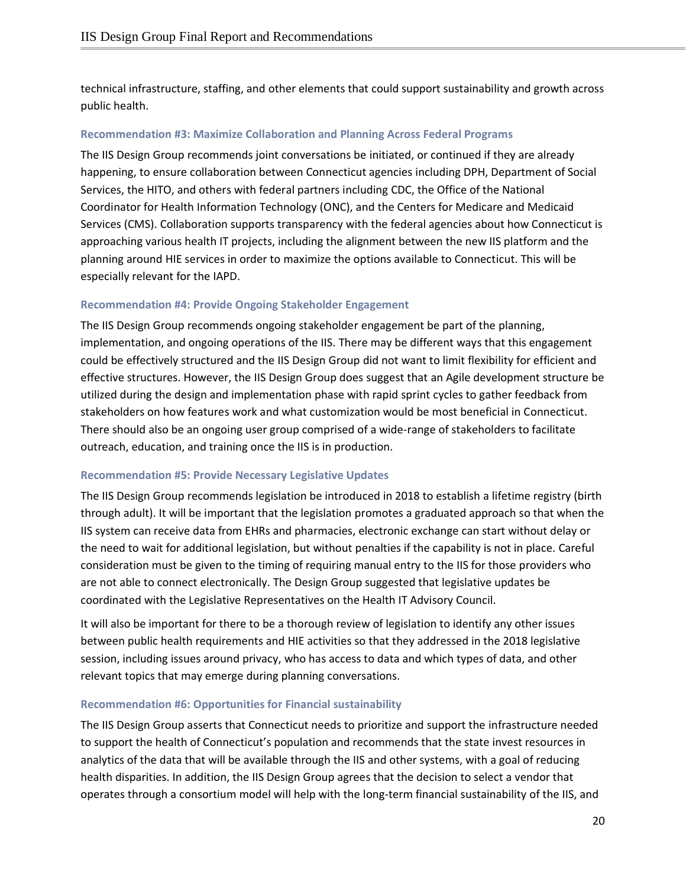technical infrastructure, staffing, and other elements that could support sustainability and growth across public health.

### Recommendation #3: Maximize Collaboration and Planning Across Federal Programs

The IIS Design Group recommends joint conversations be initiated, or continued if they are already happening, to ensure collaboration between Connecticut agencies including DPH, Department of Social Services, the HITO, and others with federal partners including CDC, the Office of the National Coordinator for Health Information Technology (ONC), and the Centers for Medicare and Medicaid Services (CMS). Collaboration supports transparency with the federal agencies about how Connecticut is approaching various health IT projects, including the alignment between the new IIS platform and the planning around HIE services in order to maximize the options available to Connecticut. This will be especially relevant for the IAPD.

### Recommendation #4: Provide Ongoing Stakeholder Engagement

The IIS Design Group recommends ongoing stakeholder engagement be part of the planning, implementation, and ongoing operations of the IIS. There may be different ways that this engagement could be effectively structured and the IIS Design Group did not want to limit flexibility for efficient and effective structures. However, the IIS Design Group does suggest that an Agile development structure be utilized during the design and implementation phase with rapid sprint cycles to gather feedback from stakeholders on how features work and what customization would be most beneficial in Connecticut. There should also be an ongoing user group comprised of a wide-range of stakeholders to facilitate outreach, education, and training once the IIS is in production.

### Recommendation #5: Provide Necessary Legislative Updates

The IIS Design Group recommends legislation be introduced in 2018 to establish a lifetime registry (birth through adult). It will be important that the legislation promotes a graduated approach so that when the IIS system can receive data from EHRs and pharmacies, electronic exchange can start without delay or the need to wait for additional legislation, but without penalties if the capability is not in place. Careful consideration must be given to the timing of requiring manual entry to the IIS for those providers who are not able to connect electronically. The Design Group suggested that legislative updates be coordinated with the Legislative Representatives on the Health IT Advisory Council.

It will also be important for there to be a thorough review of legislation to identify any other issues between public health requirements and HIE activities so that they addressed in the 2018 legislative session, including issues around privacy, who has access to data and which types of data, and other relevant topics that may emerge during planning conversations.

### Recommendation #6: Opportunities for Financial sustainability

The IIS Design Group asserts that Connecticut needs to prioritize and support the infrastructure needed to support the health of Connecticut's population and recommends that the state invest resources in analytics of the data that will be available through the IIS and other systems, with a goal of reducing health disparities. In addition, the IIS Design Group agrees that the decision to select a vendor that operates through a consortium model will help with the long-term financial sustainability of the IIS, and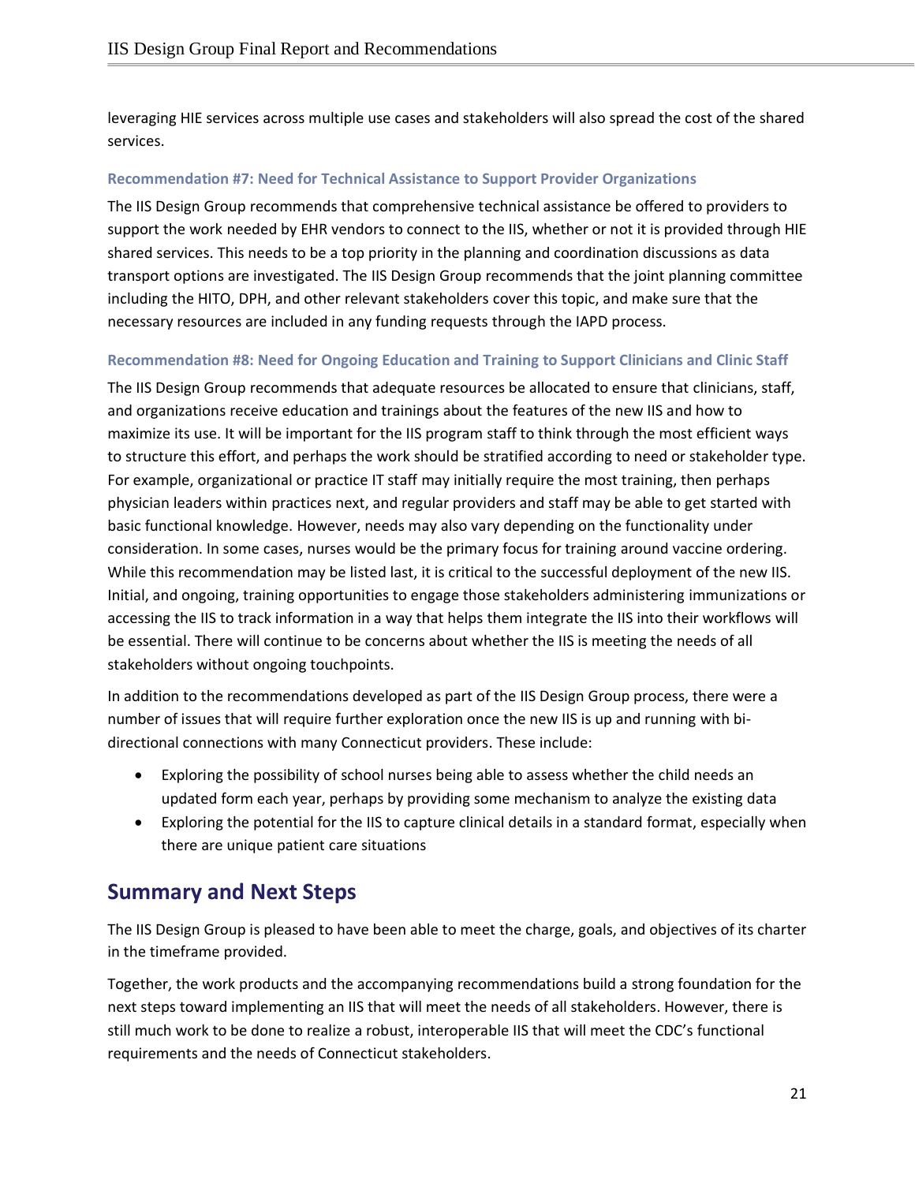leveraging HIE services across multiple use cases and stakeholders will also spread the cost of the shared services.

### Recommendation #7: Need for Technical Assistance to Support Provider Organizations

The IIS Design Group recommends that comprehensive technical assistance be offered to providers to support the work needed by EHR vendors to connect to the IIS, whether or not it is provided through HIE shared services. This needs to be a top priority in the planning and coordination discussions as data transport options are investigated. The IIS Design Group recommends that the joint planning committee including the HITO, DPH, and other relevant stakeholders cover this topic, and make sure that the necessary resources are included in any funding requests through the IAPD process.

### Recommendation #8: Need for Ongoing Education and Training to Support Clinicians and Clinic Staff

The IIS Design Group recommends that adequate resources be allocated to ensure that clinicians, staff, and organizations receive education and trainings about the features of the new IIS and how to maximize its use. It will be important for the IIS program staff to think through the most efficient ways to structure this effort, and perhaps the work should be stratified according to need or stakeholder type. For example, organizational or practice IT staff may initially require the most training, then perhaps physician leaders within practices next, and regular providers and staff may be able to get started with basic functional knowledge. However, needs may also vary depending on the functionality under consideration. In some cases, nurses would be the primary focus for training around vaccine ordering. While this recommendation may be listed last, it is critical to the successful deployment of the new IIS. Initial, and ongoing, training opportunities to engage those stakeholders administering immunizations or accessing the IIS to track information in a way that helps them integrate the IIS into their workflows will be essential. There will continue to be concerns about whether the IIS is meeting the needs of all stakeholders without ongoing touchpoints.

In addition to the recommendations developed as part of the IIS Design Group process, there were a number of issues that will require further exploration once the new IIS is up and running with bi-directional connections with many Connecticut providers. These include:

- Exploring the possibility of school nurses being able to assess whether the child needs an updated form each year, perhaps by providing some mechanism to analyze the existing data
- Exploring the potential for the IIS to capture clinical details in a standard format, especially when there are unique patient care situations

## Summary and Next Steps

The IIS Design Group is pleased to have been able to meet the charge, goals, and objectives of its charter in the timeframe provided.

Together, the work products and the accompanying recommendations build a strong foundation for the next steps toward implementing an IIS that will meet the needs of all stakeholders. However, there is still much work to be done to realize a robust, interoperable IIS that will meet the CDC's functional requirements and the needs of Connecticut stakeholders.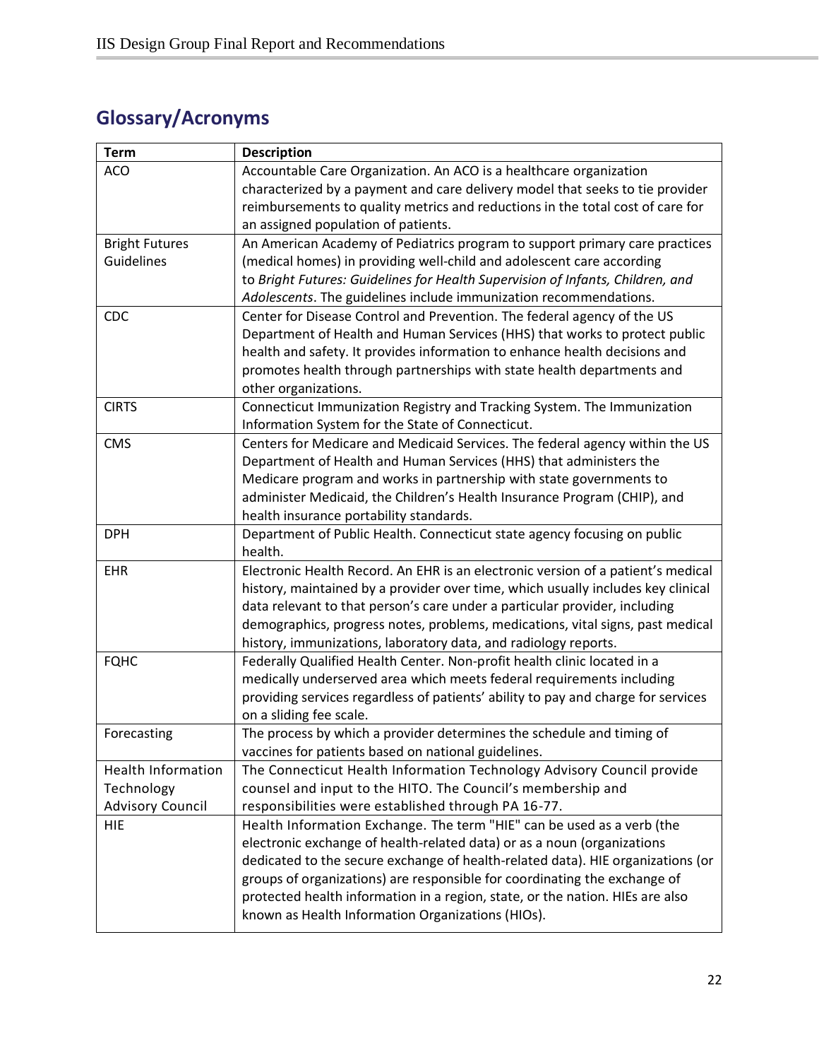## Glossary/Acronyms

| Term | Description |
|---|---|
| ACO | Accountable Care Organization. An ACO is a healthcare organization characterized by a payment and care delivery model that seeks to tie provider reimbursements to quality metrics and reductions in the total cost of care for an assigned population of patients. |
| Bright Futures Guidelines | An American Academy of Pediatrics program to support primary care practices (medical homes) in providing well-child and adolescent care according to *Bright Futures: Guidelines for Health Supervision of Infants, Children, and Adolescents*. The guidelines include immunization recommendations. |
| CDC | Center for Disease Control and Prevention. The federal agency of the US Department of Health and Human Services (HHS) that works to protect public health and safety. It provides information to enhance health decisions and promotes health through partnerships with state health departments and other organizations. |
| CIRTS | Connecticut Immunization Registry and Tracking System. The Immunization Information System for the State of Connecticut. |
| CMS | Centers for Medicare and Medicaid Services. The federal agency within the US Department of Health and Human Services (HHS) that administers the Medicare program and works in partnership with state governments to administer Medicaid, the Children's Health Insurance Program (CHIP), and health insurance portability standards. |
| DPH | Department of Public Health. Connecticut state agency focusing on public health. |
| EHR | Electronic Health Record. An EHR is an electronic version of a patient's medical history, maintained by a provider over time, which usually includes key clinical data relevant to that person's care under a particular provider, including demographics, progress notes, problems, medications, vital signs, past medical history, immunizations, laboratory data, and radiology reports. |
| FQHC | Federally Qualified Health Center. Non-profit health clinic located in a medically underserved area which meets federal requirements including providing services regardless of patients' ability to pay and charge for services on a sliding fee scale. |
| Forecasting | The process by which a provider determines the schedule and timing of vaccines for patients based on national guidelines. |
| Health Information Technology Advisory Council | The Connecticut Health Information Technology Advisory Council provide counsel and input to the HITO. The Council's membership and responsibilities were established through PA 16-77. |
| HIE | Health Information Exchange. The term "HIE" can be used as a verb (the electronic exchange of health-related data) or as a noun (organizations dedicated to the secure exchange of health-related data). HIE organizations (or groups of organizations) are responsible for coordinating the exchange of protected health information in a region, state, or the nation. HIEs are also known as Health Information Organizations (HIOs). |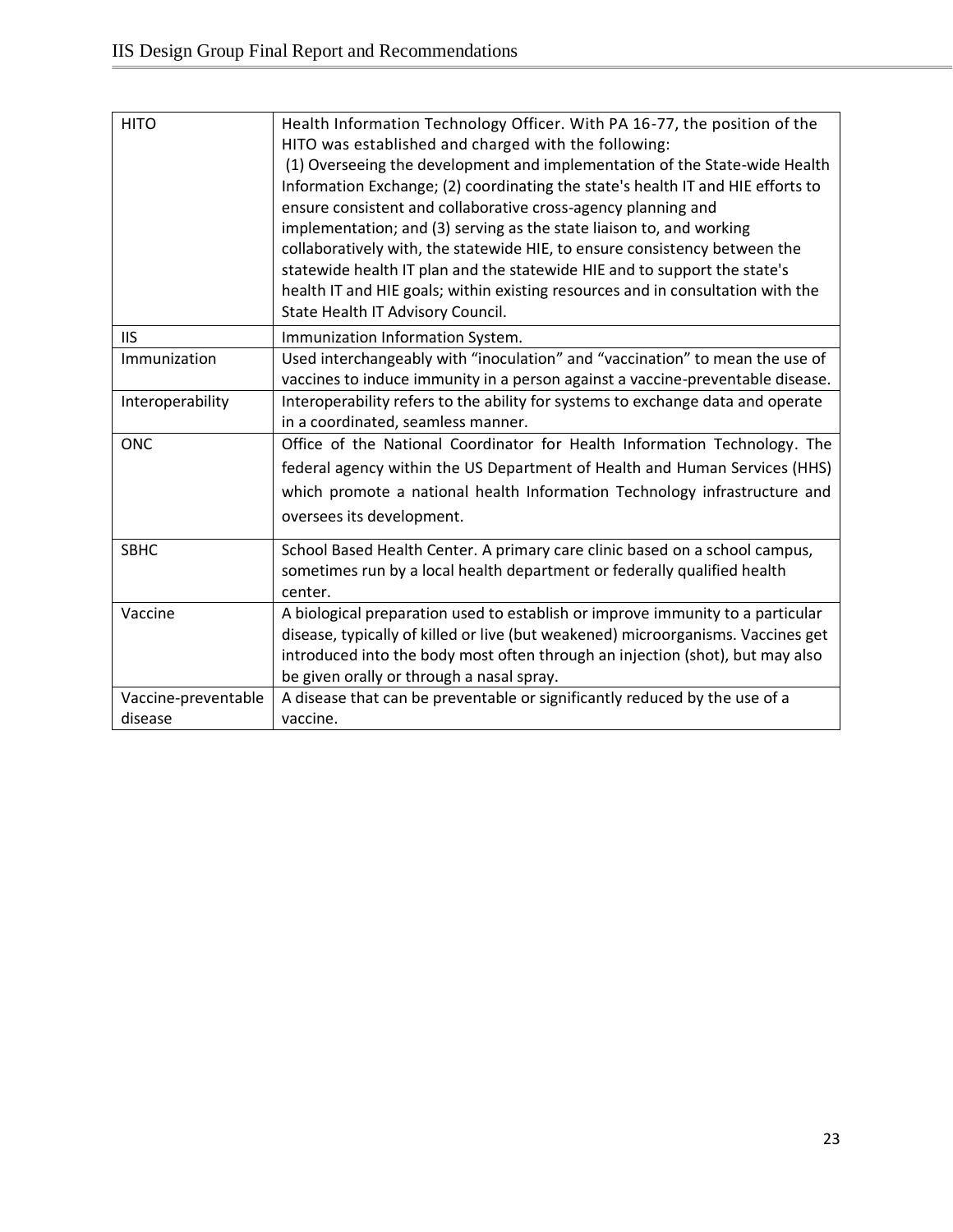| | |
|---|---|
| HITO | Health Information Technology Officer. With PA 16-77, the position of the HITO was established and charged with the following: (1) Overseeing the development and implementation of the State-wide Health Information Exchange; (2) coordinating the state's health IT and HIE efforts to ensure consistent and collaborative cross-agency planning and implementation; and (3) serving as the state liaison to, and working collaboratively with, the statewide HIE, to ensure consistency between the statewide health IT plan and the statewide HIE and to support the state's health IT and HIE goals; within existing resources and in consultation with the State Health IT Advisory Council. |
| IIS | Immunization Information System. |
| Immunization | Used interchangeably with “inoculation” and “vaccination” to mean the use of vaccines to induce immunity in a person against a vaccine-preventable disease. |
| Interoperability | Interoperability refers to the ability for systems to exchange data and operate in a coordinated, seamless manner. |
| ONC | Office of the National Coordinator for Health Information Technology. The federal agency within the US Department of Health and Human Services (HHS) which promote a national health Information Technology infrastructure and oversees its development. |
| SBHC | School Based Health Center. A primary care clinic based on a school campus, sometimes run by a local health department or federally qualified health center. |
| Vaccine | A biological preparation used to establish or improve immunity to a particular disease, typically of killed or live (but weakened) microorganisms. Vaccines get introduced into the body most often through an injection (shot), but may also be given orally or through a nasal spray. |
| Vaccine-preventable disease | A disease that can be preventable or significantly reduced by the use of a vaccine. |